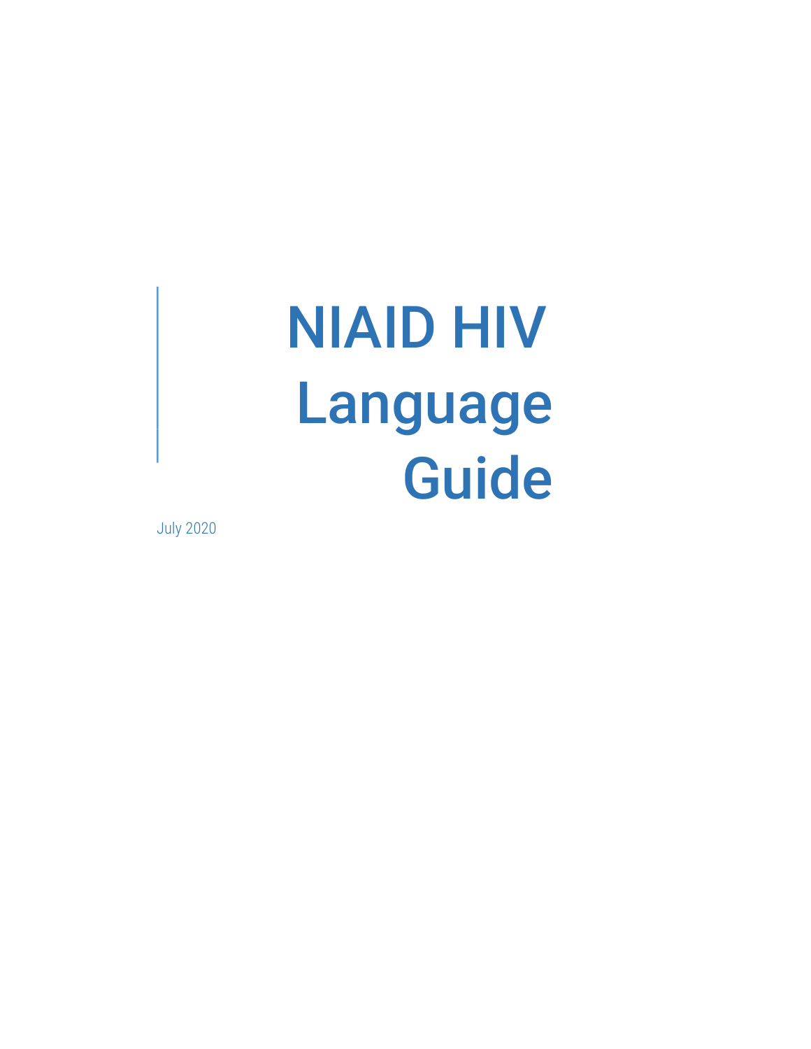# NIAID HIV Language Guide

July 2020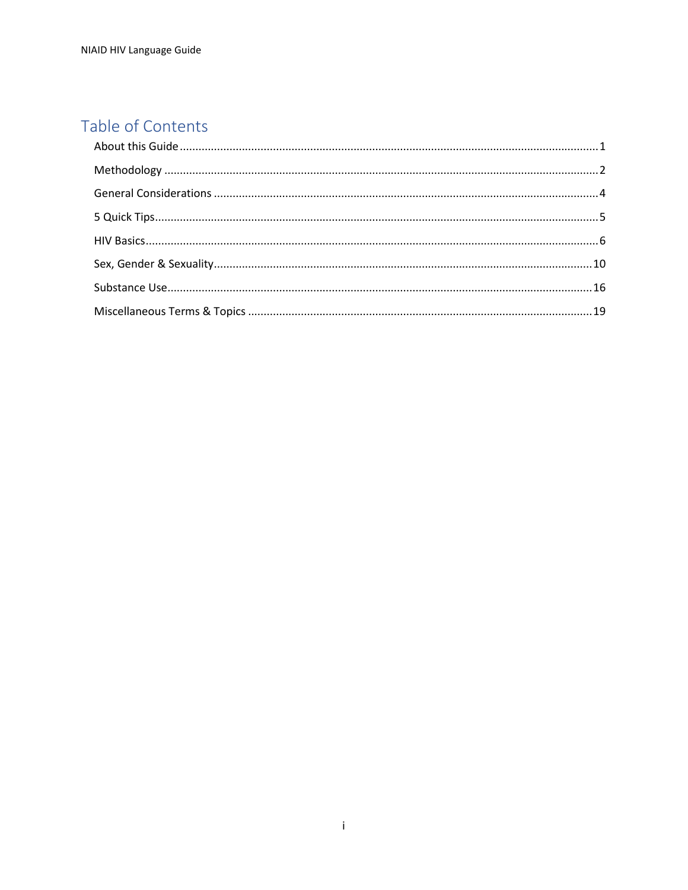# Table of Contents

About this Guide ........................................................ 1

Methodology ........................................................ 2

General Considerations ........................................................ 4

5 Quick Tips ........................................................ 5

HIV Basics ........................................................ 6

Sex, Gender & Sexuality ........................................................ 10

Substance Use ........................................................ 16

Miscellaneous Terms & Topics ........................................................ 19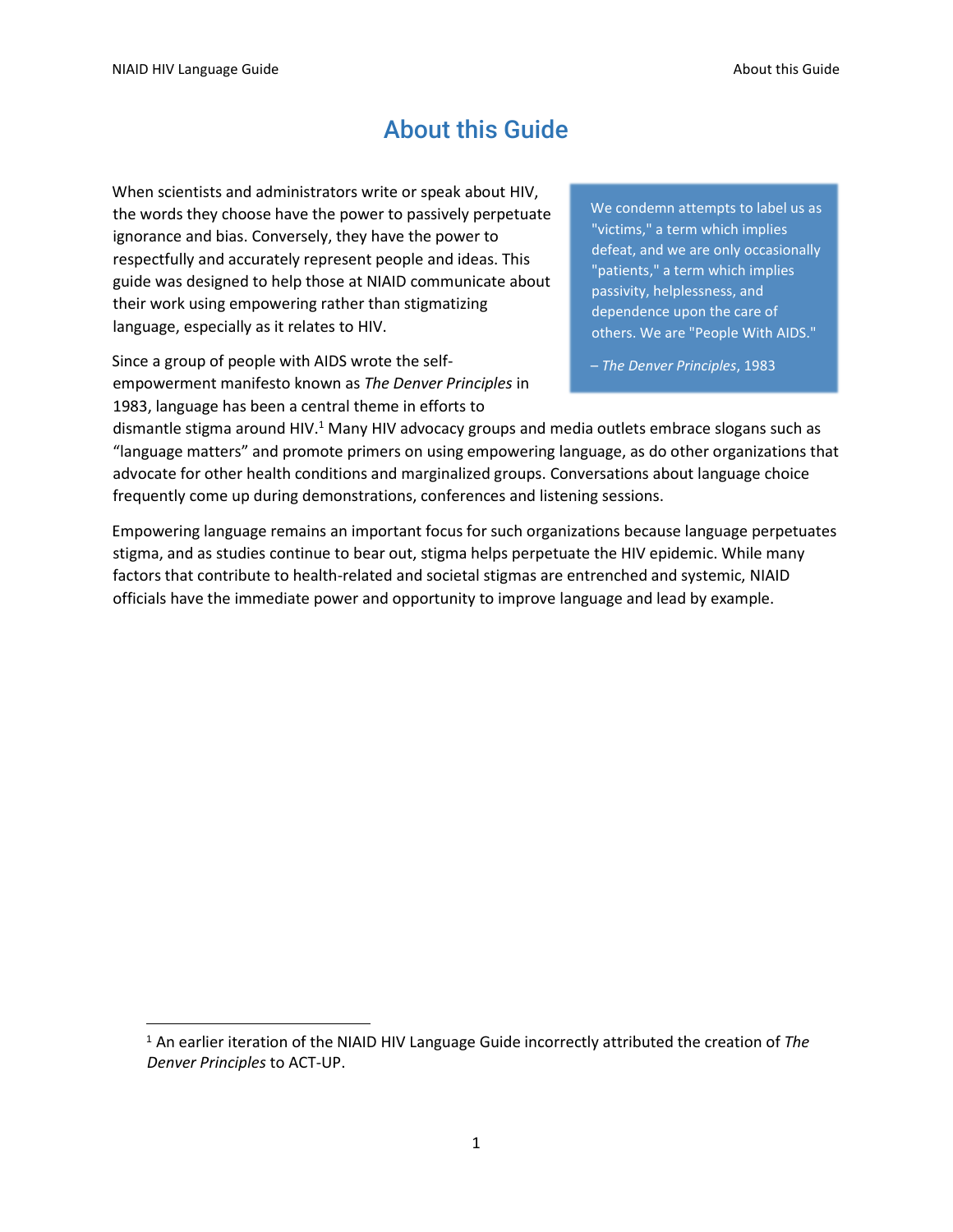# About this Guide

When scientists and administrators write or speak about HIV, the words they choose have the power to passively perpetuate ignorance and bias. Conversely, they have the power to respectfully and accurately represent people and ideas. This guide was designed to help those at NIAID communicate about their work using empowering rather than stigmatizing language, especially as it relates to HIV.

> We condemn attempts to label us as "victims," a term which implies defeat, and we are only occasionally "patients," a term which implies passivity, helplessness, and dependence upon the care of others. We are "People With AIDS."
>
> – *The Denver Principles*, 1983

Since a group of people with AIDS wrote the self-empowerment manifesto known as *The Denver Principles* in 1983, language has been a central theme in efforts to dismantle stigma around HIV.[1] Many HIV advocacy groups and media outlets embrace slogans such as "language matters" and promote primers on using empowering language, as do other organizations that advocate for other health conditions and marginalized groups. Conversations about language choice frequently come up during demonstrations, conferences and listening sessions.

Empowering language remains an important focus for such organizations because language perpetuates stigma, and as studies continue to bear out, stigma helps perpetuate the HIV epidemic. While many factors that contribute to health-related and societal stigmas are entrenched and systemic, NIAID officials have the immediate power and opportunity to improve language and lead by example.

---

[1] An earlier iteration of the NIAID HIV Language Guide incorrectly attributed the creation of *The Denver Principles* to ACT-UP.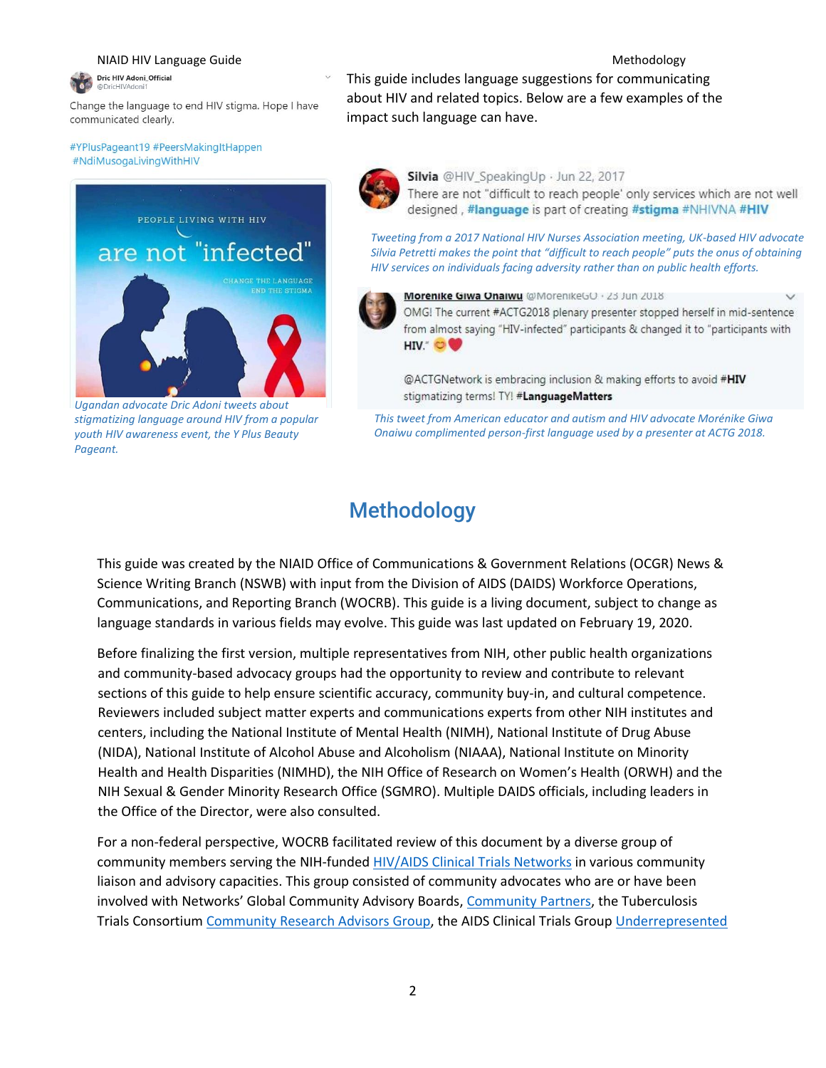This guide includes language suggestions for communicating about HIV and related topics. Below are a few examples of the impact such language can have.

Dric HIV Adoni_Official
@DricHIVAdoni1

Change the language to end HIV stigma. Hope I have communicated clearly.

#YPlusPageant19 #PeersMakingItHappen
#NdiMusogaLivingWithHIV

PEOPLE LIVING WITH HIV are not "infected"
CHANGE THE LANGUAGE END THE STIGMA

*Ugandan advocate Dric Adoni tweets about stigmatizing language around HIV from a popular youth HIV awareness event, the Y Plus Beauty Pageant.*

Silvia @HIV_SpeakingUp · Jun 22, 2017
There are not "difficult to reach people' only services which are not well designed , #language is part of creating #stigma #NHIVNA #HIV

*Tweeting from a 2017 National HIV Nurses Association meeting, UK-based HIV advocate Silvia Petretti makes the point that "difficult to reach people" puts the onus of obtaining HIV services on individuals facing adversity rather than on public health efforts.*

Morenike Giwa Onaiwu @MorenikeGO · 23 Jun 2018
OMG! The current #ACTG2018 plenary presenter stopped herself in mid-sentence from almost saying "HIV-infected" participants & changed it to "participants with HIV."

@ACTGNetwork is embracing inclusion & making efforts to avoid #HIV stigmatizing terms! TY! #LanguageMatters

*This tweet from American educator and autism and HIV advocate Morénike Giwa Onaiwu complimented person-first language used by a presenter at ACTG 2018.*

# Methodology

This guide was created by the NIAID Office of Communications & Government Relations (OCGR) News & Science Writing Branch (NSWB) with input from the Division of AIDS (DAIDS) Workforce Operations, Communications, and Reporting Branch (WOCRB). This guide is a living document, subject to change as language standards in various fields may evolve. This guide was last updated on February 19, 2020.

Before finalizing the first version, multiple representatives from NIH, other public health organizations and community-based advocacy groups had the opportunity to review and contribute to relevant sections of this guide to help ensure scientific accuracy, community buy-in, and cultural competence. Reviewers included subject matter experts and communications experts from other NIH institutes and centers, including the National Institute of Mental Health (NIMH), National Institute of Drug Abuse (NIDA), National Institute of Alcohol Abuse and Alcoholism (NIAAA), National Institute on Minority Health and Health Disparities (NIMHD), the NIH Office of Research on Women's Health (ORWH) and the NIH Sexual & Gender Minority Research Office (SGMRO). Multiple DAIDS officials, including leaders in the Office of the Director, were also consulted.

For a non-federal perspective, WOCRB facilitated review of this document by a diverse group of community members serving the NIH-funded HIV/AIDS Clinical Trials Networks in various community liaison and advisory capacities. This group consisted of community advocates who are or have been involved with Networks' Global Community Advisory Boards, Community Partners, the Tuberculosis Trials Consortium Community Research Advisors Group, the AIDS Clinical Trials Group Underrepresented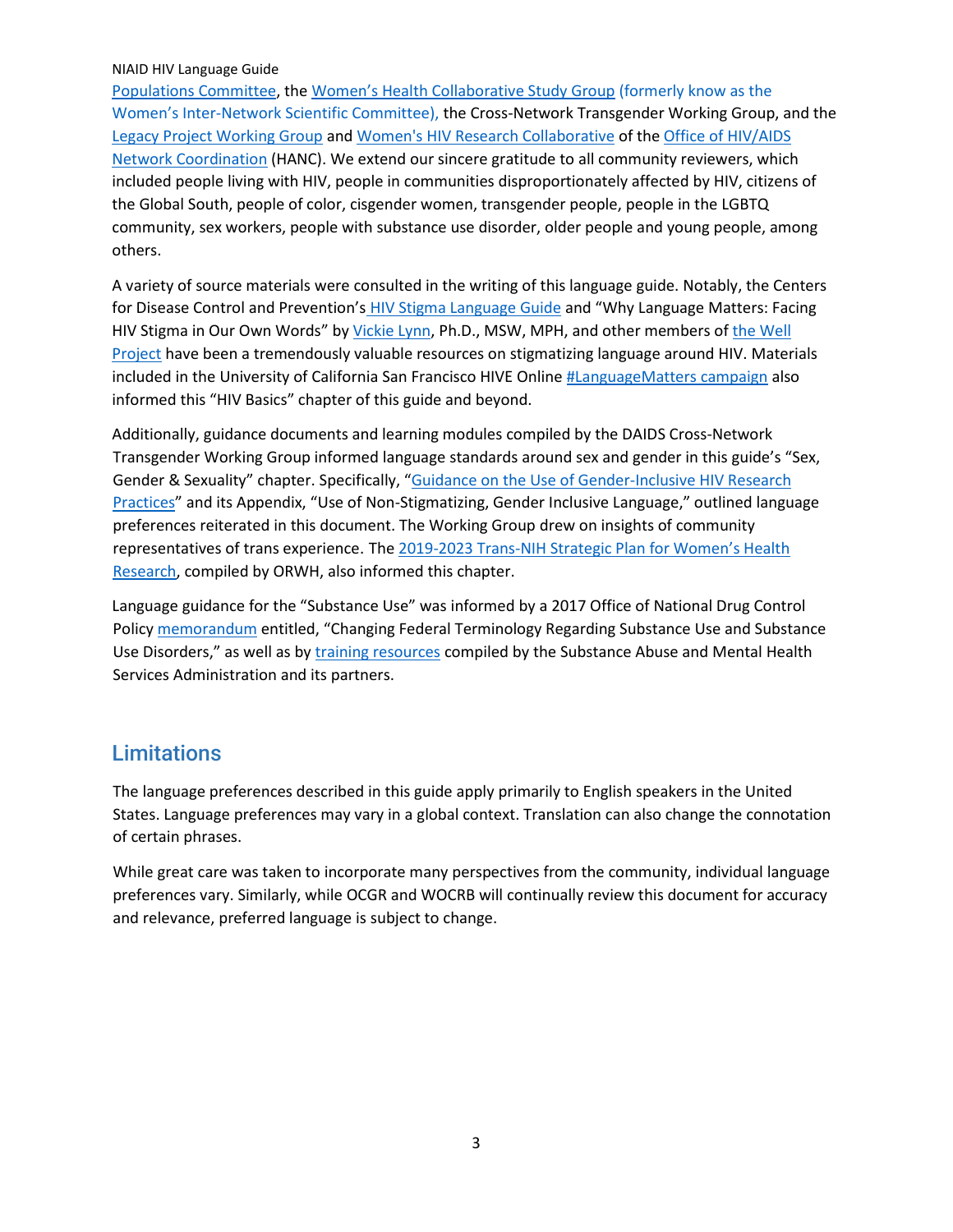Populations Committee, the Women's Health Collaborative Study Group (formerly know as the Women's Inter-Network Scientific Committee), the Cross-Network Transgender Working Group, and the Legacy Project Working Group and Women's HIV Research Collaborative of the Office of HIV/AIDS Network Coordination (HANC). We extend our sincere gratitude to all community reviewers, which included people living with HIV, people in communities disproportionately affected by HIV, citizens of the Global South, people of color, cisgender women, transgender people, people in the LGBTQ community, sex workers, people with substance use disorder, older people and young people, among others.

A variety of source materials were consulted in the writing of this language guide. Notably, the Centers for Disease Control and Prevention's HIV Stigma Language Guide and "Why Language Matters: Facing HIV Stigma in Our Own Words" by Vickie Lynn, Ph.D., MSW, MPH, and other members of the Well Project have been a tremendously valuable resources on stigmatizing language around HIV. Materials included in the University of California San Francisco HIVE Online #LanguageMatters campaign also informed this "HIV Basics" chapter of this guide and beyond.

Additionally, guidance documents and learning modules compiled by the DAIDS Cross-Network Transgender Working Group informed language standards around sex and gender in this guide's "Sex, Gender & Sexuality" chapter. Specifically, "Guidance on the Use of Gender-Inclusive HIV Research Practices" and its Appendix, "Use of Non-Stigmatizing, Gender Inclusive Language," outlined language preferences reiterated in this document. The Working Group drew on insights of community representatives of trans experience. The 2019-2023 Trans-NIH Strategic Plan for Women's Health Research, compiled by ORWH, also informed this chapter.

Language guidance for the "Substance Use" was informed by a 2017 Office of National Drug Control Policy memorandum entitled, "Changing Federal Terminology Regarding Substance Use and Substance Use Disorders," as well as by training resources compiled by the Substance Abuse and Mental Health Services Administration and its partners.

## Limitations

The language preferences described in this guide apply primarily to English speakers in the United States. Language preferences may vary in a global context. Translation can also change the connotation of certain phrases.

While great care was taken to incorporate many perspectives from the community, individual language preferences vary. Similarly, while OCGR and WOCRB will continually review this document for accuracy and relevance, preferred language is subject to change.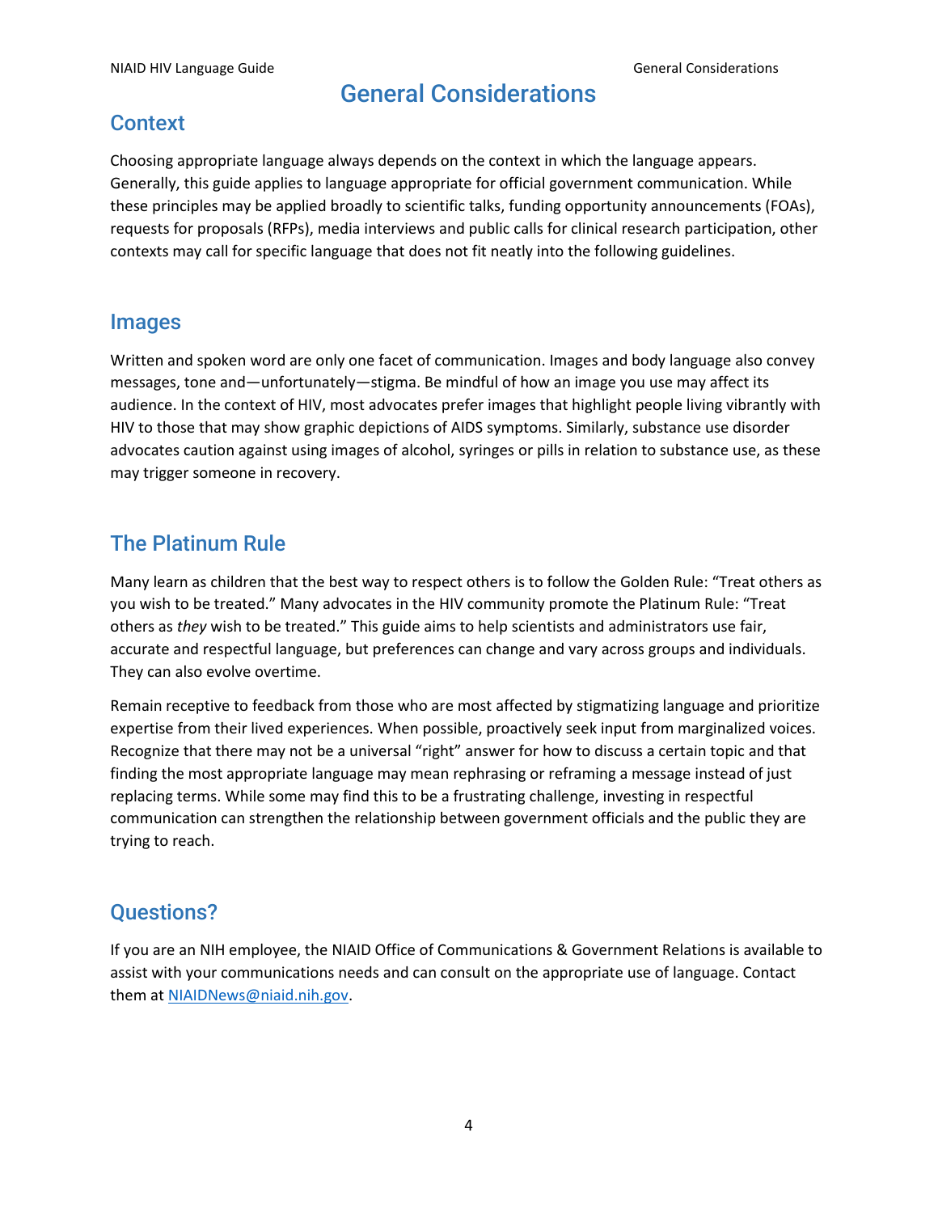# General Considerations

## Context

Choosing appropriate language always depends on the context in which the language appears. Generally, this guide applies to language appropriate for official government communication. While these principles may be applied broadly to scientific talks, funding opportunity announcements (FOAs), requests for proposals (RFPs), media interviews and public calls for clinical research participation, other contexts may call for specific language that does not fit neatly into the following guidelines.

## Images

Written and spoken word are only one facet of communication. Images and body language also convey messages, tone and—unfortunately—stigma. Be mindful of how an image you use may affect its audience. In the context of HIV, most advocates prefer images that highlight people living vibrantly with HIV to those that may show graphic depictions of AIDS symptoms. Similarly, substance use disorder advocates caution against using images of alcohol, syringes or pills in relation to substance use, as these may trigger someone in recovery.

## The Platinum Rule

Many learn as children that the best way to respect others is to follow the Golden Rule: "Treat others as you wish to be treated." Many advocates in the HIV community promote the Platinum Rule: "Treat others as *they* wish to be treated." This guide aims to help scientists and administrators use fair, accurate and respectful language, but preferences can change and vary across groups and individuals. They can also evolve overtime.

Remain receptive to feedback from those who are most affected by stigmatizing language and prioritize expertise from their lived experiences. When possible, proactively seek input from marginalized voices. Recognize that there may not be a universal "right" answer for how to discuss a certain topic and that finding the most appropriate language may mean rephrasing or reframing a message instead of just replacing terms. While some may find this to be a frustrating challenge, investing in respectful communication can strengthen the relationship between government officials and the public they are trying to reach.

## Questions?

If you are an NIH employee, the NIAID Office of Communications & Government Relations is available to assist with your communications needs and can consult on the appropriate use of language. Contact them at [NIAIDNews@niaid.nih.gov](mailto:NIAIDNews@niaid.nih.gov).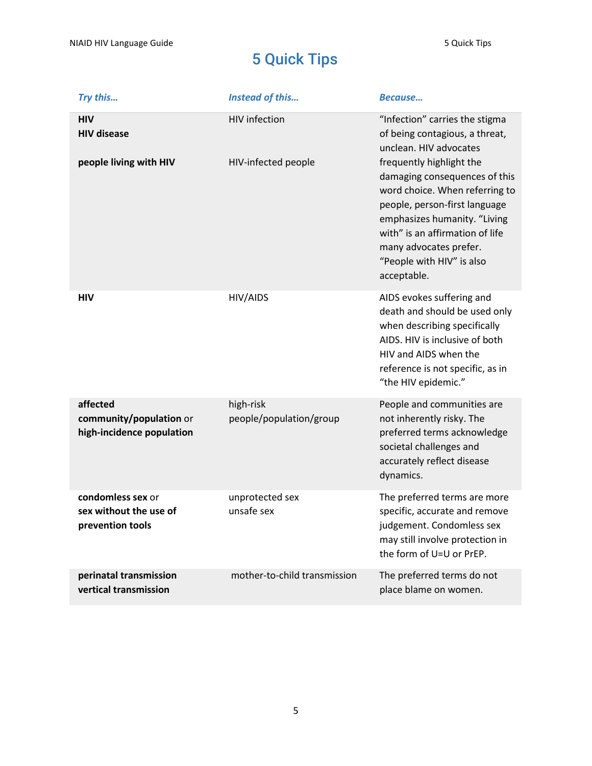# 5 Quick Tips

| *Try this…* | *Instead of this…* | *Because…* |
|---|---|---|
| **HIV**<br>**HIV disease**<br><br>**people living with HIV** | HIV infection<br><br><br>HIV-infected people | "Infection" carries the stigma of being contagious, a threat, unclean. HIV advocates frequently highlight the damaging consequences of this word choice. When referring to people, person-first language emphasizes humanity. "Living with" is an affirmation of life many advocates prefer. "People with HIV" is also acceptable. |
| **HIV** | HIV/AIDS | AIDS evokes suffering and death and should be used only when describing specifically AIDS. HIV is inclusive of both HIV and AIDS when the reference is not specific, as in "the HIV epidemic." |
| **affected community/population** or **high-incidence population** | high-risk people/population/group | People and communities are not inherently risky. The preferred terms acknowledge societal challenges and accurately reflect disease dynamics. |
| **condomless sex** or **sex without the use of prevention tools** | unprotected sex<br>unsafe sex | The preferred terms are more specific, accurate and remove judgement. Condomless sex may still involve protection in the form of U=U or PrEP. |
| **perinatal transmission**<br>**vertical transmission** | mother-to-child transmission | The preferred terms do not place blame on women. |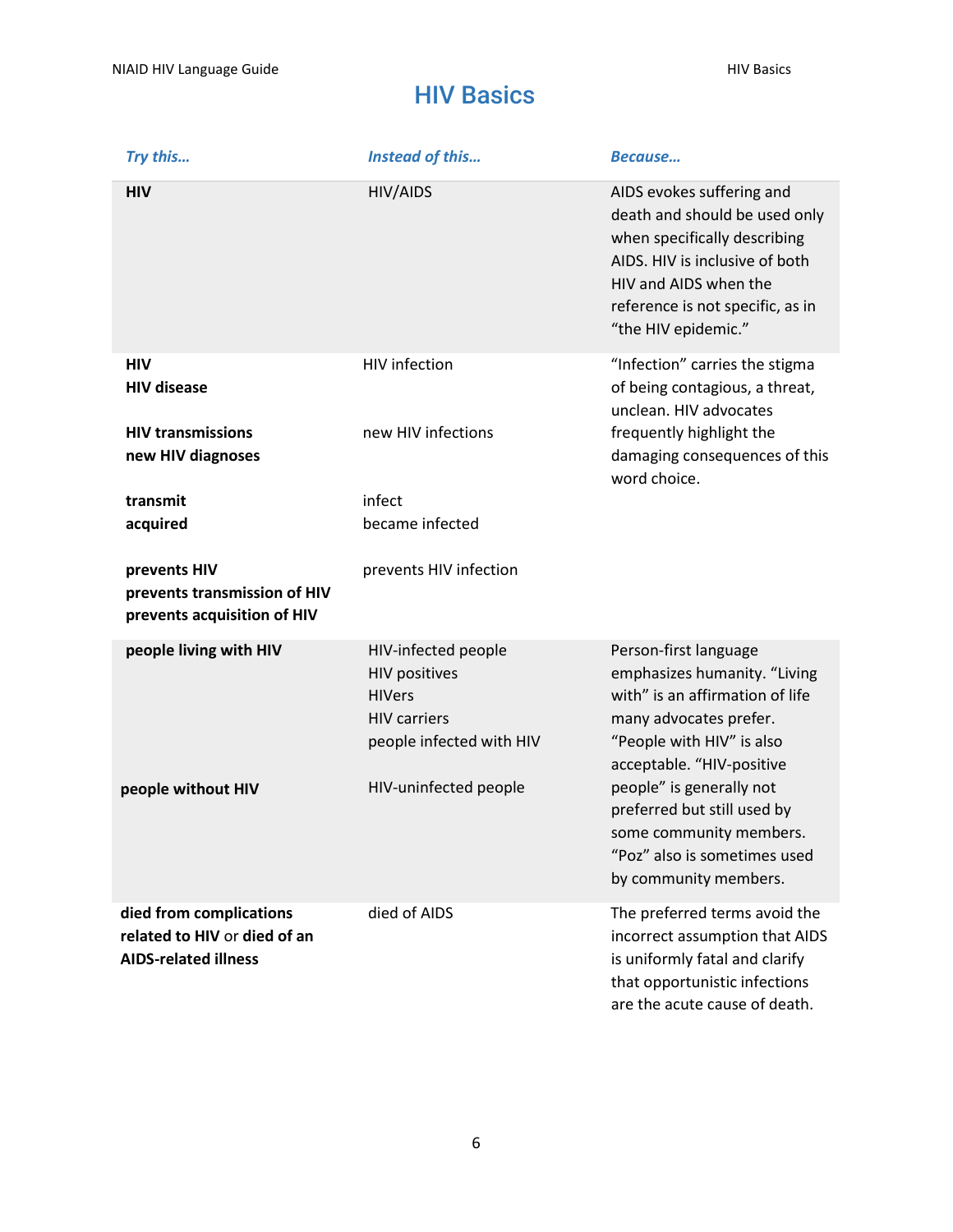# HIV Basics

| *Try this…* | *Instead of this…* | *Because…* |
|---|---|---|
| **HIV** | HIV/AIDS | AIDS evokes suffering and death and should be used only when specifically describing AIDS. HIV is inclusive of both HIV and AIDS when the reference is not specific, as in "the HIV epidemic." |
| **HIV**<br>**HIV disease**<br><br>**HIV transmissions**<br>**new HIV diagnoses**<br><br>**transmit**<br>**acquired**<br><br>**prevents HIV**<br>**prevents transmission of HIV**<br>**prevents acquisition of HIV** | HIV infection<br><br><br>new HIV infections<br><br><br>infect<br>became infected<br><br>prevents HIV infection | "Infection" carries the stigma of being contagious, a threat, unclean. HIV advocates frequently highlight the damaging consequences of this word choice. |
| **people living with HIV**<br><br><br><br><br><br>**people without HIV** | HIV-infected people<br>HIV positives<br>HIVers<br>HIV carriers<br>people infected with HIV<br><br>HIV-uninfected people | Person-first language emphasizes humanity. "Living with" is an affirmation of life many advocates prefer. "People with HIV" is also acceptable. "HIV-positive people" is generally not preferred but still used by some community members. "Poz" also is sometimes used by community members. |
| **died from complications related to HIV** or **died of an AIDS-related illness** | died of AIDS | The preferred terms avoid the incorrect assumption that AIDS is uniformly fatal and clarify that opportunistic infections are the acute cause of death. |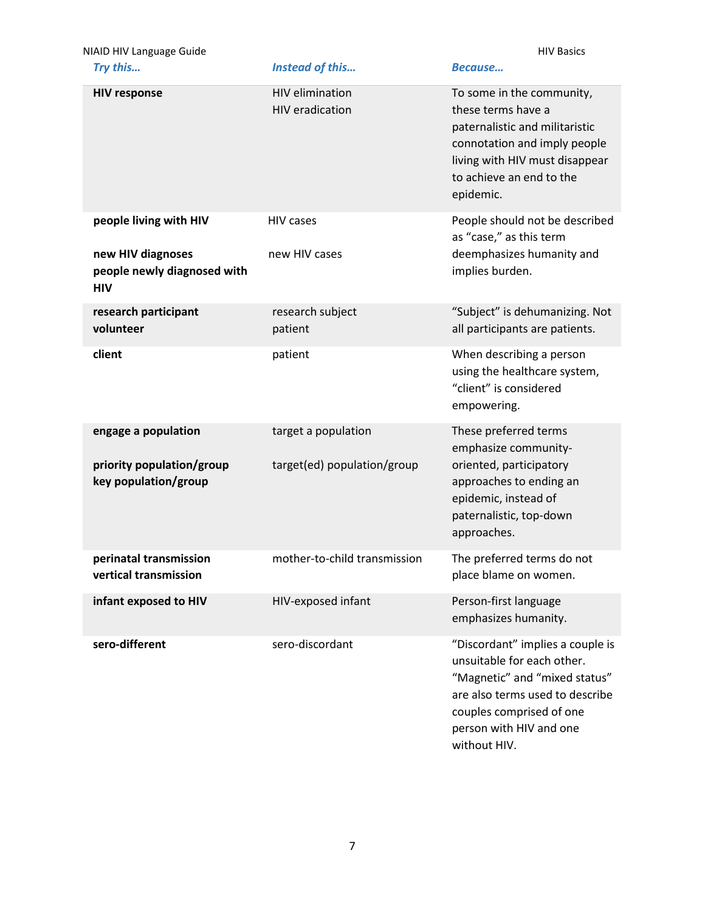| *Try this…* | *Instead of this…* | *Because…* |
|---|---|---|
| **HIV response** | HIV elimination<br>HIV eradication | To some in the community, these terms have a paternalistic and militaristic connotation and imply people living with HIV must disappear to achieve an end to the epidemic. |
| **people living with HIV**<br><br>**new HIV diagnoses**<br>**people newly diagnosed with HIV** | HIV cases<br><br>new HIV cases | People should not be described as “case,” as this term deemphasizes humanity and implies burden. |
| **research participant**<br>**volunteer** | research subject<br>patient | “Subject” is dehumanizing. Not all participants are patients. |
| **client** | patient | When describing a person using the healthcare system, “client” is considered empowering. |
| **engage a population**<br><br>**priority population/group**<br>**key population/group** | target a population<br><br>target(ed) population/group | These preferred terms emphasize community-oriented, participatory approaches to ending an epidemic, instead of paternalistic, top-down approaches. |
| **perinatal transmission**<br>**vertical transmission** | mother-to-child transmission | The preferred terms do not place blame on women. |
| **infant exposed to HIV** | HIV-exposed infant | Person-first language emphasizes humanity. |
| **sero-different** | sero-discordant | “Discordant” implies a couple is unsuitable for each other. “Magnetic” and “mixed status” are also terms used to describe couples comprised of one person with HIV and one without HIV. |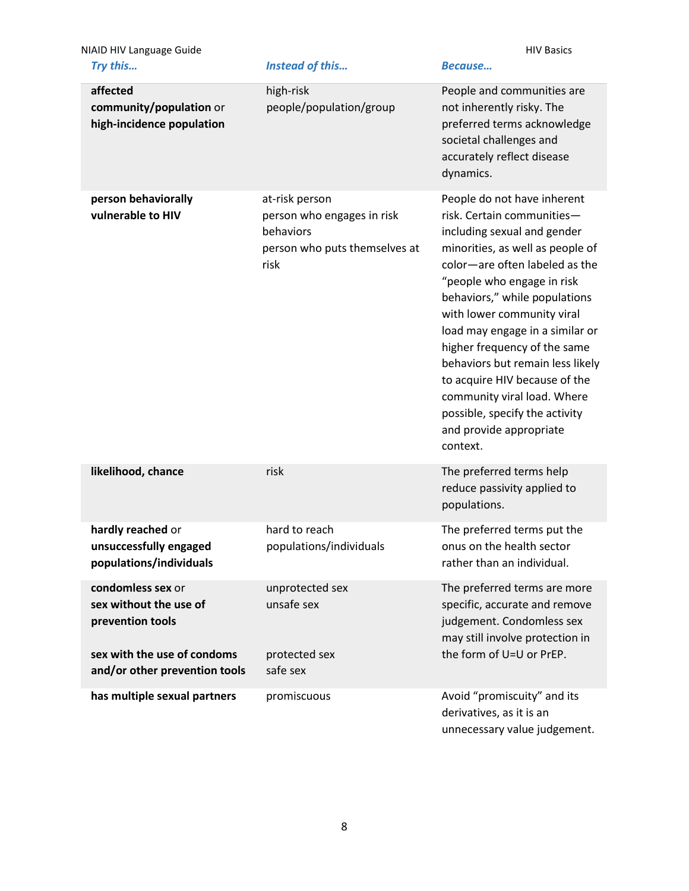| *Try this…* | *Instead of this…* | *Because…* |
|---|---|---|
| **affected community/population** or **high-incidence population** | high-risk people/population/group | People and communities are not inherently risky. The preferred terms acknowledge societal challenges and accurately reflect disease dynamics. |
| **person behaviorally vulnerable to HIV** | at-risk person<br>person who engages in risk behaviors<br>person who puts themselves at risk | People do not have inherent risk. Certain communities—including sexual and gender minorities, as well as people of color—are often labeled as the "people who engage in risk behaviors," while populations with lower community viral load may engage in a similar or higher frequency of the same behaviors but remain less likely to acquire HIV because of the community viral load. Where possible, specify the activity and provide appropriate context. |
| **likelihood, chance** | risk | The preferred terms help reduce passivity applied to populations. |
| **hardly reached** or **unsuccessfully engaged populations/individuals** | hard to reach populations/individuals | The preferred terms put the onus on the health sector rather than an individual. |
| **condomless sex** or **sex without the use of prevention tools**<br><br>**sex with the use of condoms and/or other prevention tools** | unprotected sex<br>unsafe sex<br><br>protected sex<br>safe sex | The preferred terms are more specific, accurate and remove judgement. Condomless sex may still involve protection in the form of U=U or PrEP. |
| **has multiple sexual partners** | promiscuous | Avoid "promiscuity" and its derivatives, as it is an unnecessary value judgement. |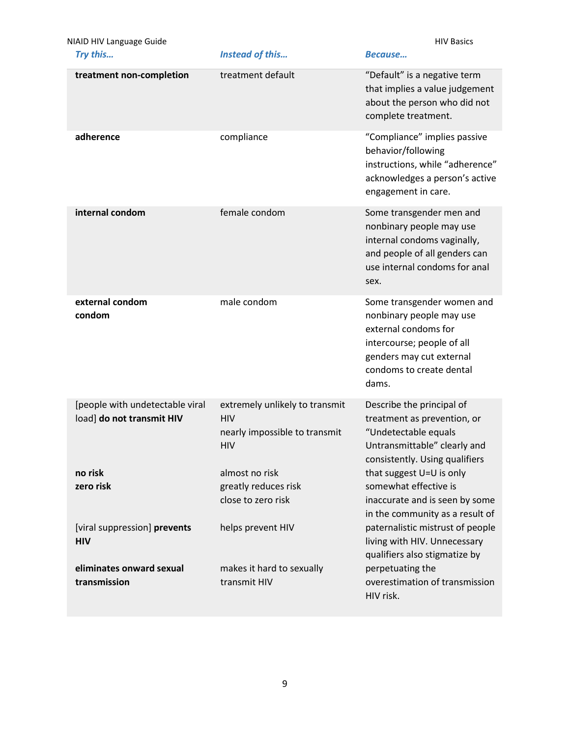| *Try this…* | *Instead of this…* | *Because…* |
|---|---|---|
| **treatment non-completion** | treatment default | "Default" is a negative term that implies a value judgement about the person who did not complete treatment. |
| **adherence** | compliance | "Compliance" implies passive behavior/following instructions, while "adherence" acknowledges a person's active engagement in care. |
| **internal condom** | female condom | Some transgender men and nonbinary people may use internal condoms vaginally, and people of all genders can use internal condoms for anal sex. |
| **external condom**<br>**condom** | male condom | Some transgender women and nonbinary people may use external condoms for intercourse; people of all genders may cut external condoms to create dental dams. |
| [people with undetectable viral load] **do not transmit HIV**<br><br>**no risk**<br>**zero risk**<br><br>[viral suppression] **prevents HIV**<br><br>**eliminates onward sexual transmission** | extremely unlikely to transmit HIV<br>nearly impossible to transmit HIV<br><br>almost no risk<br>greatly reduces risk<br>close to zero risk<br><br>helps prevent HIV<br><br>makes it hard to sexually transmit HIV | Describe the principal of treatment as prevention, or "Undetectable equals Untransmittable" clearly and consistently. Using qualifiers that suggest U=U is only somewhat effective is inaccurate and is seen by some in the community as a result of paternalistic mistrust of people living with HIV. Unnecessary qualifiers also stigmatize by perpetuating the overestimation of transmission HIV risk. |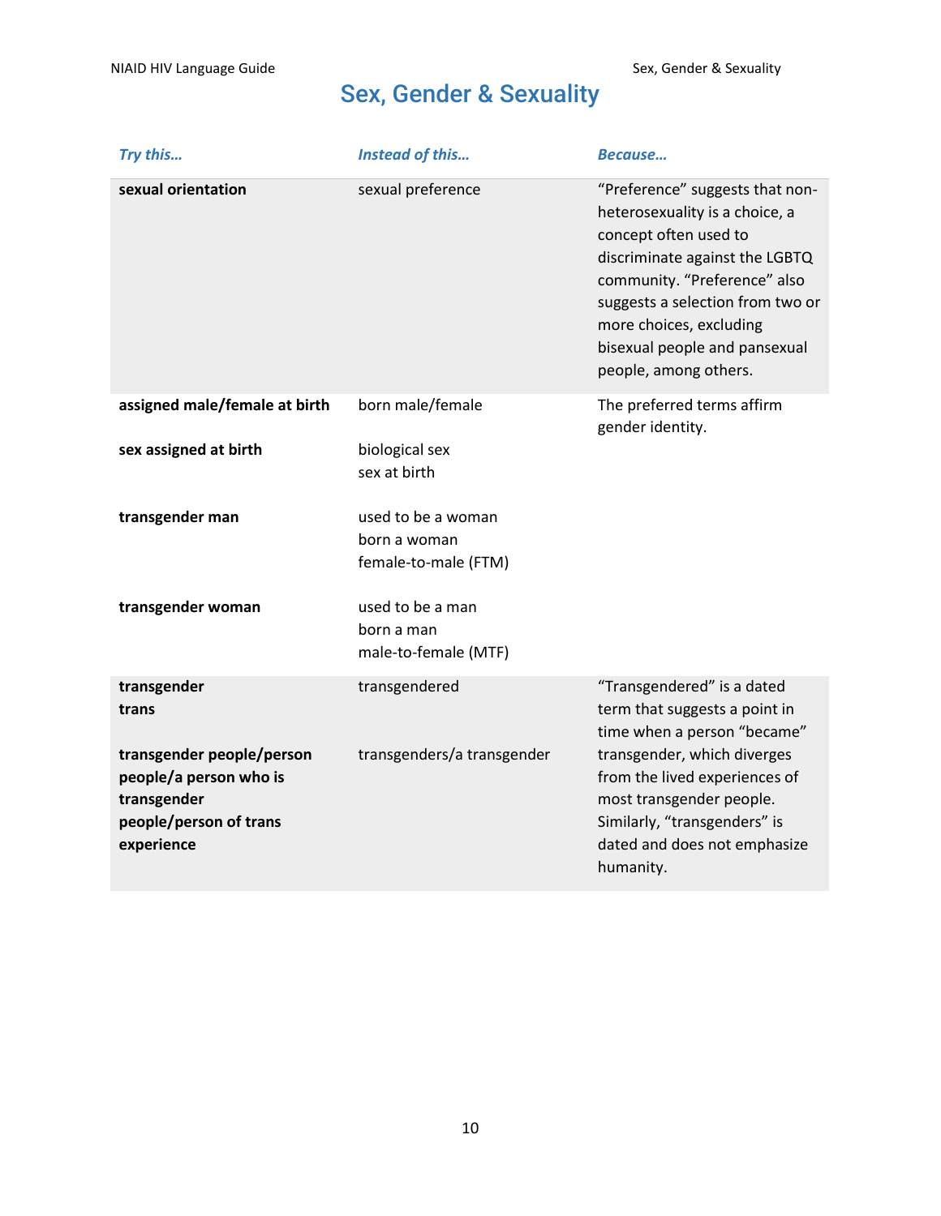# Sex, Gender & Sexuality

| *Try this…* | *Instead of this…* | *Because…* |
|---|---|---|
| **sexual orientation** | sexual preference | "Preference" suggests that non-heterosexuality is a choice, a concept often used to discriminate against the LGBTQ community. "Preference" also suggests a selection from two or more choices, excluding bisexual people and pansexual people, among others. |
| **assigned male/female at birth** | born male/female | The preferred terms affirm gender identity. |
| **sex assigned at birth** | biological sex<br>sex at birth | |
| **transgender man** | used to be a woman<br>born a woman<br>female-to-male (FTM) | |
| **transgender woman** | used to be a man<br>born a man<br>male-to-female (MTF) | |
| **transgender**<br>**trans** | transgendered | "Transgendered" is a dated term that suggests a point in time when a person "became" transgender, which diverges from the lived experiences of most transgender people. Similarly, "transgenders" is dated and does not emphasize humanity. |
| **transgender people/person**<br>**people/a person who is transgender**<br>**people/person of trans experience** | transgenders/a transgender | |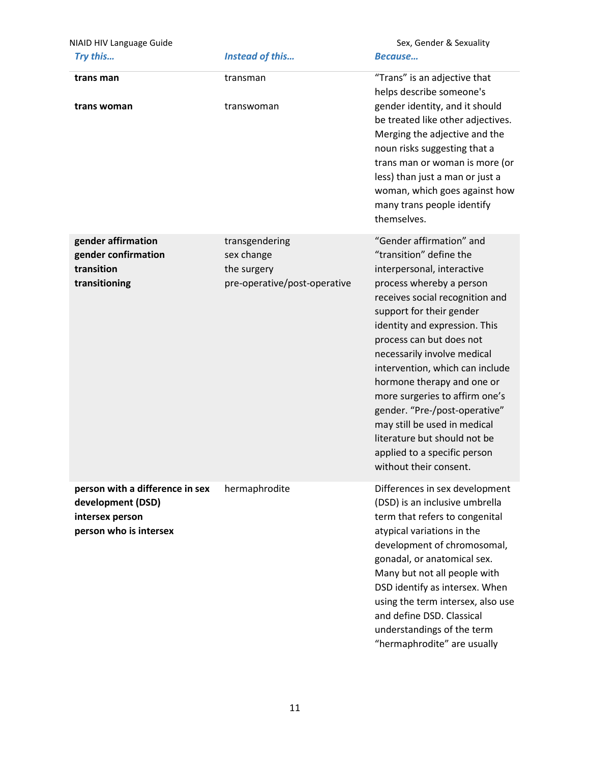| *Try this…* | *Instead of this…* | *Because…* |
|---|---|---|
| **trans man**<br><br>**trans woman** | transman<br><br>transwoman | "Trans" is an adjective that helps describe someone's gender identity, and it should be treated like other adjectives. Merging the adjective and the noun risks suggesting that a trans man or woman is more (or less) than just a man or just a woman, which goes against how many trans people identify themselves. |
| **gender affirmation**<br>**gender confirmation**<br>**transition**<br>**transitioning** | transgendering<br>sex change<br>the surgery<br>pre-operative/post-operative | "Gender affirmation" and "transition" define the interpersonal, interactive process whereby a person receives social recognition and support for their gender identity and expression. This process can but does not necessarily involve medical intervention, which can include hormone therapy and one or more surgeries to affirm one's gender. "Pre-/post-operative" may still be used in medical literature but should not be applied to a specific person without their consent. |
| **person with a difference in sex development (DSD)**<br>**intersex person**<br>**person who is intersex** | hermaphrodite | Differences in sex development (DSD) is an inclusive umbrella term that refers to congenital atypical variations in the development of chromosomal, gonadal, or anatomical sex. Many but not all people with DSD identify as intersex. When using the term intersex, also use and define DSD. Classical understandings of the term "hermaphrodite" are usually |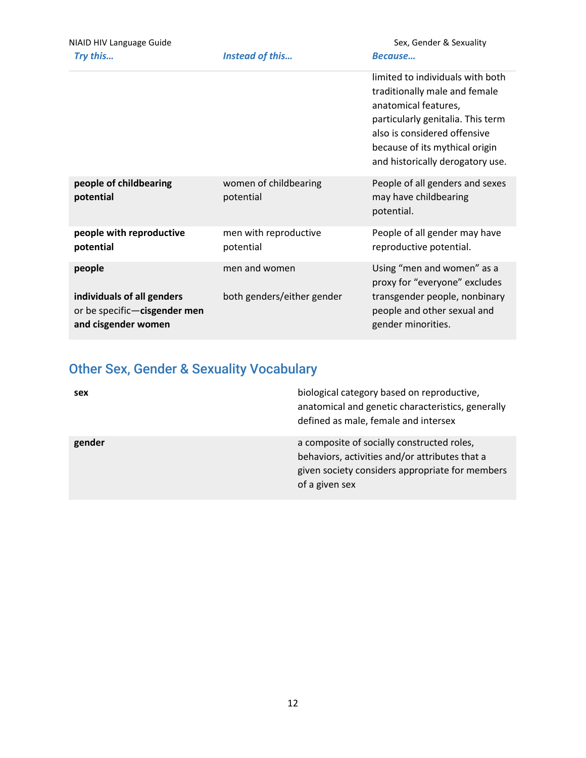| Try this… | Instead of this… | Because… |
|---|---|---|
| | | limited to individuals with both traditionally male and female anatomical features, particularly genitalia. This term also is considered offensive because of its mythical origin and historically derogatory use. |
| **people of childbearing potential** | women of childbearing potential | People of all genders and sexes may have childbearing potential. |
| **people with reproductive potential** | men with reproductive potential | People of all gender may have reproductive potential. |
| **people**<br><br>**individuals of all genders** or be specific—**cisgender men and cisgender women** | men and women<br><br>both genders/either gender | Using "men and women" as a proxy for "everyone" excludes transgender people, nonbinary people and other sexual and gender minorities. |

## Other Sex, Gender & Sexuality Vocabulary

| | |
|---|---|
| **sex** | biological category based on reproductive, anatomical and genetic characteristics, generally defined as male, female and intersex |
| **gender** | a composite of socially constructed roles, behaviors, activities and/or attributes that a given society considers appropriate for members of a given sex |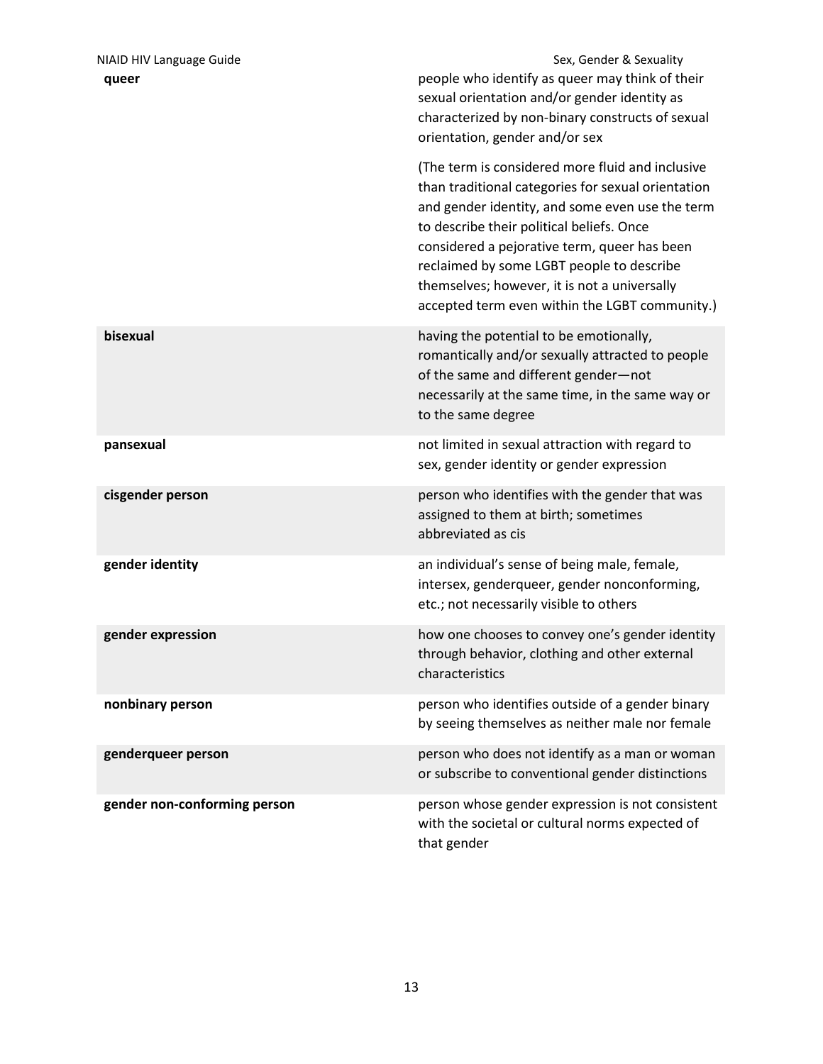| | |
|---|---|
| **queer** | people who identify as queer may think of their sexual orientation and/or gender identity as characterized by non-binary constructs of sexual orientation, gender and/or sex<br><br>(The term is considered more fluid and inclusive than traditional categories for sexual orientation and gender identity, and some even use the term to describe their political beliefs. Once considered a pejorative term, queer has been reclaimed by some LGBT people to describe themselves; however, it is not a universally accepted term even within the LGBT community.) |
| **bisexual** | having the potential to be emotionally, romantically and/or sexually attracted to people of the same and different gender—not necessarily at the same time, in the same way or to the same degree |
| **pansexual** | not limited in sexual attraction with regard to sex, gender identity or gender expression |
| **cisgender person** | person who identifies with the gender that was assigned to them at birth; sometimes abbreviated as cis |
| **gender identity** | an individual's sense of being male, female, intersex, genderqueer, gender nonconforming, etc.; not necessarily visible to others |
| **gender expression** | how one chooses to convey one's gender identity through behavior, clothing and other external characteristics |
| **nonbinary person** | person who identifies outside of a gender binary by seeing themselves as neither male nor female |
| **genderqueer person** | person who does not identify as a man or woman or subscribe to conventional gender distinctions |
| **gender non-conforming person** | person whose gender expression is not consistent with the societal or cultural norms expected of that gender |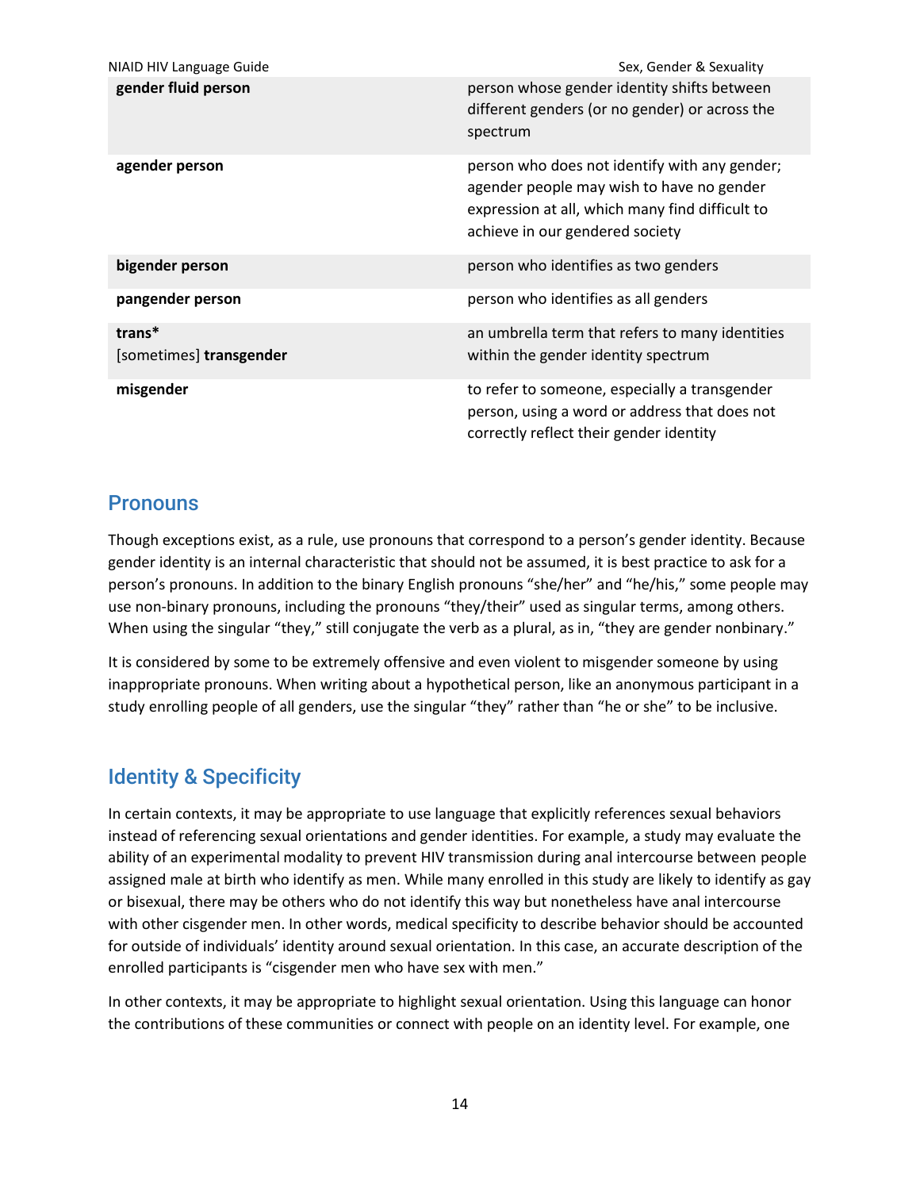| | |
|---|---|
| **gender fluid person** | person whose gender identity shifts between different genders (or no gender) or across the spectrum |
| **agender person** | person who does not identify with any gender; agender people may wish to have no gender expression at all, which many find difficult to achieve in our gendered society |
| **bigender person** | person who identifies as two genders |
| **pangender person** | person who identifies as all genders |
| **trans*** <br> [sometimes] **transgender** | an umbrella term that refers to many identities within the gender identity spectrum |
| **misgender** | to refer to someone, especially a transgender person, using a word or address that does not correctly reflect their gender identity |

## Pronouns

Though exceptions exist, as a rule, use pronouns that correspond to a person's gender identity. Because gender identity is an internal characteristic that should not be assumed, it is best practice to ask for a person's pronouns. In addition to the binary English pronouns "she/her" and "he/his," some people may use non-binary pronouns, including the pronouns "they/their" used as singular terms, among others. When using the singular "they," still conjugate the verb as a plural, as in, "they are gender nonbinary."

It is considered by some to be extremely offensive and even violent to misgender someone by using inappropriate pronouns. When writing about a hypothetical person, like an anonymous participant in a study enrolling people of all genders, use the singular "they" rather than "he or she" to be inclusive.

## Identity & Specificity

In certain contexts, it may be appropriate to use language that explicitly references sexual behaviors instead of referencing sexual orientations and gender identities. For example, a study may evaluate the ability of an experimental modality to prevent HIV transmission during anal intercourse between people assigned male at birth who identify as men. While many enrolled in this study are likely to identify as gay or bisexual, there may be others who do not identify this way but nonetheless have anal intercourse with other cisgender men. In other words, medical specificity to describe behavior should be accounted for outside of individuals' identity around sexual orientation. In this case, an accurate description of the enrolled participants is "cisgender men who have sex with men."

In other contexts, it may be appropriate to highlight sexual orientation. Using this language can honor the contributions of these communities or connect with people on an identity level. For example, one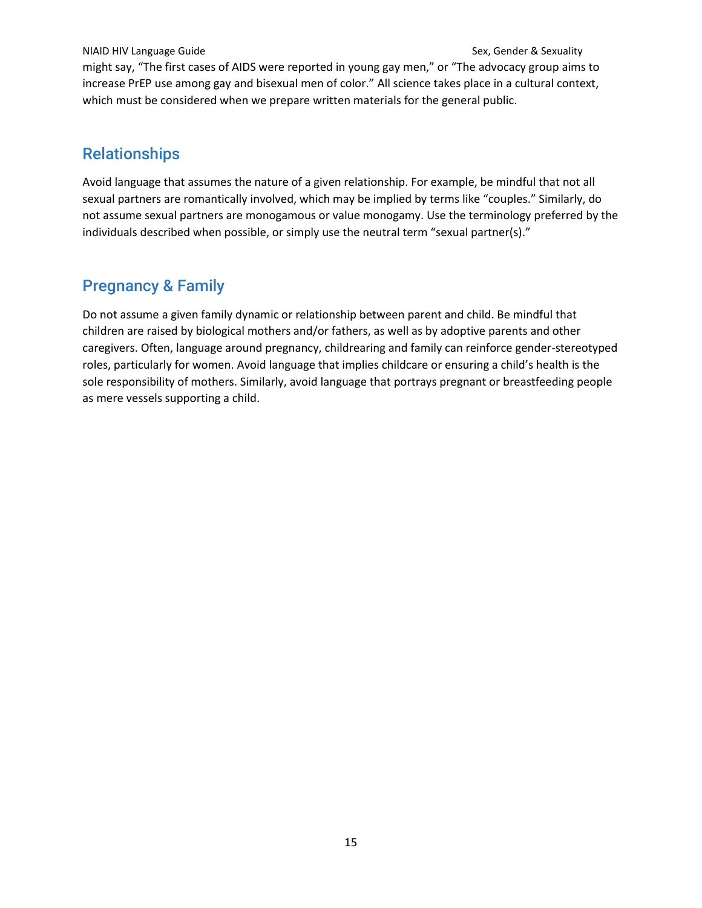might say, “The first cases of AIDS were reported in young gay men,” or “The advocacy group aims to increase PrEP use among gay and bisexual men of color.” All science takes place in a cultural context, which must be considered when we prepare written materials for the general public.

## Relationships

Avoid language that assumes the nature of a given relationship. For example, be mindful that not all sexual partners are romantically involved, which may be implied by terms like “couples.” Similarly, do not assume sexual partners are monogamous or value monogamy. Use the terminology preferred by the individuals described when possible, or simply use the neutral term “sexual partner(s).”

## Pregnancy & Family

Do not assume a given family dynamic or relationship between parent and child. Be mindful that children are raised by biological mothers and/or fathers, as well as by adoptive parents and other caregivers. Often, language around pregnancy, childrearing and family can reinforce gender-stereotyped roles, particularly for women. Avoid language that implies childcare or ensuring a child’s health is the sole responsibility of mothers. Similarly, avoid language that portrays pregnant or breastfeeding people as mere vessels supporting a child.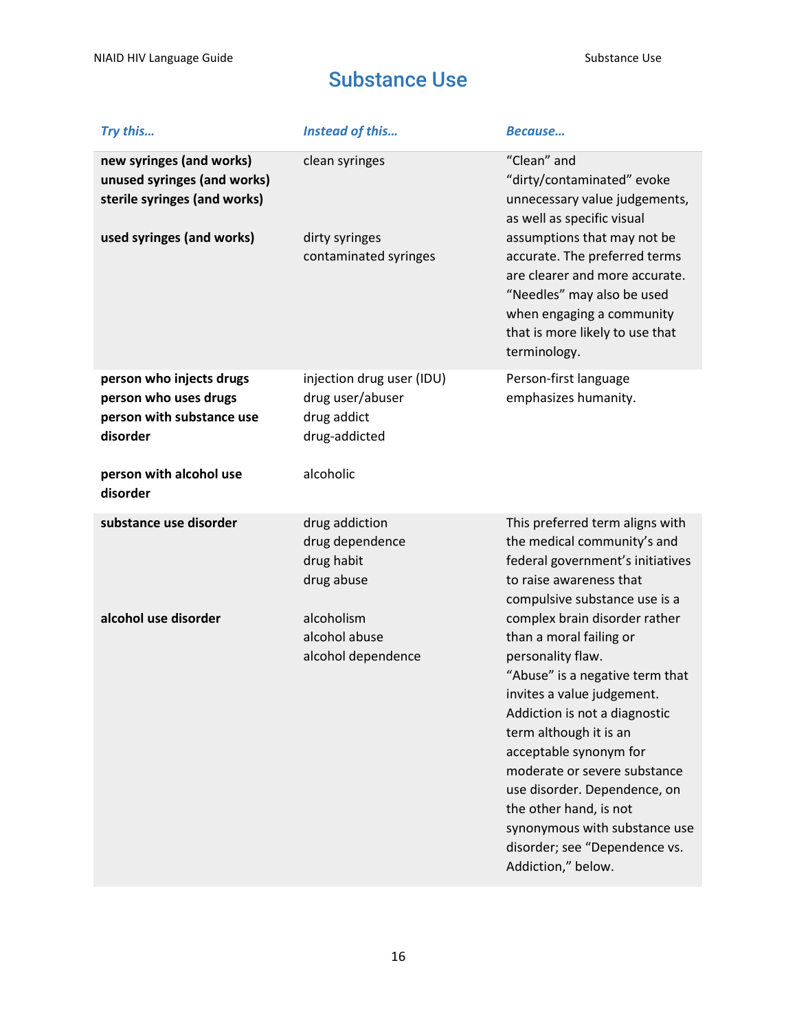# Substance Use

| *Try this…* | *Instead of this…* | *Because…* |
|---|---|---|
| **new syringes (and works)**<br>**unused syringes (and works)**<br>**sterile syringes (and works)**<br><br>**used syringes (and works)** | clean syringes<br><br><br><br>dirty syringes<br>contaminated syringes | "Clean" and "dirty/contaminated" evoke unnecessary value judgements, as well as specific visual assumptions that may not be accurate. The preferred terms are clearer and more accurate. "Needles" may also be used when engaging a community that is more likely to use that terminology. |
| **person who injects drugs**<br>**person who uses drugs**<br>**person with substance use disorder**<br><br>**person with alcohol use disorder** | injection drug user (IDU)<br>drug user/abuser<br>drug addict<br>drug-addicted<br><br>alcoholic | Person-first language emphasizes humanity. |
| **substance use disorder**<br><br><br><br><br>**alcohol use disorder** | drug addiction<br>drug dependence<br>drug habit<br>drug abuse<br><br>alcoholism<br>alcohol abuse<br>alcohol dependence | This preferred term aligns with the medical community's and federal government's initiatives to raise awareness that compulsive substance use is a complex brain disorder rather than a moral failing or personality flaw.<br>"Abuse" is a negative term that invites a value judgement. Addiction is not a diagnostic term although it is an acceptable synonym for moderate or severe substance use disorder. Dependence, on the other hand, is not synonymous with substance use disorder; see "Dependence vs. Addiction," below. |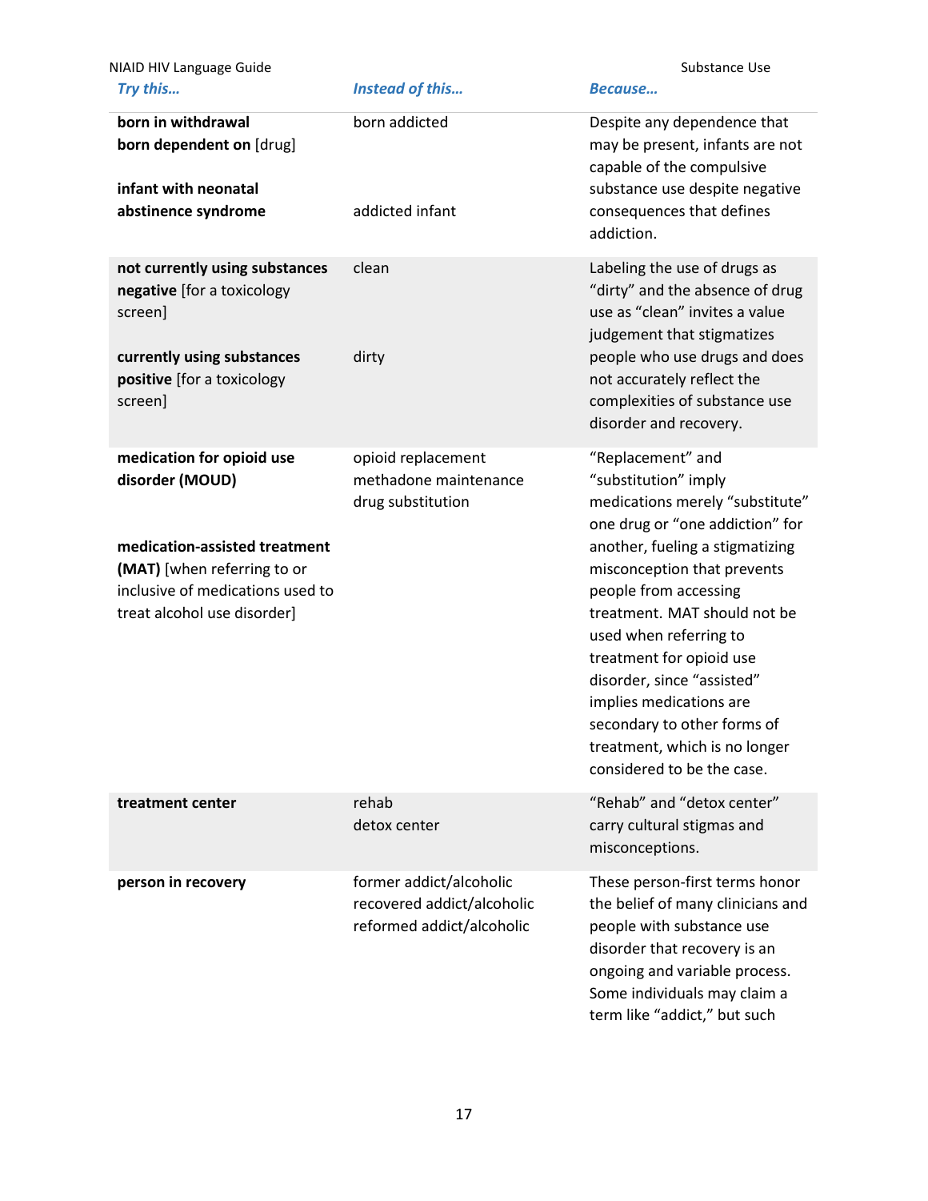| *Try this…* | *Instead of this…* | *Because…* |
| --- | --- | --- |
| **born in withdrawal**<br>**born dependent on** [drug]<br><br>**infant with neonatal abstinence syndrome** | born addicted<br><br><br>addicted infant | Despite any dependence that may be present, infants are not capable of the compulsive substance use despite negative consequences that defines addiction. |
| **not currently using substances**<br>**negative** [for a toxicology screen]<br><br>**currently using substances**<br>**positive** [for a toxicology screen] | clean<br><br><br>dirty | Labeling the use of drugs as "dirty" and the absence of drug use as "clean" invites a value judgement that stigmatizes people who use drugs and does not accurately reflect the complexities of substance use disorder and recovery. |
| **medication for opioid use disorder (MOUD)**<br><br>**medication-assisted treatment (MAT)** [when referring to or inclusive of medications used to treat alcohol use disorder] | opioid replacement<br>methadone maintenance<br>drug substitution | "Replacement" and "substitution" imply medications merely "substitute" one drug or "one addiction" for another, fueling a stigmatizing misconception that prevents people from accessing treatment. MAT should not be used when referring to treatment for opioid use disorder, since "assisted" implies medications are secondary to other forms of treatment, which is no longer considered to be the case. |
| **treatment center** | rehab<br>detox center | "Rehab" and "detox center" carry cultural stigmas and misconceptions. |
| **person in recovery** | former addict/alcoholic<br>recovered addict/alcoholic<br>reformed addict/alcoholic | These person-first terms honor the belief of many clinicians and people with substance use disorder that recovery is an ongoing and variable process. Some individuals may claim a term like "addict," but such |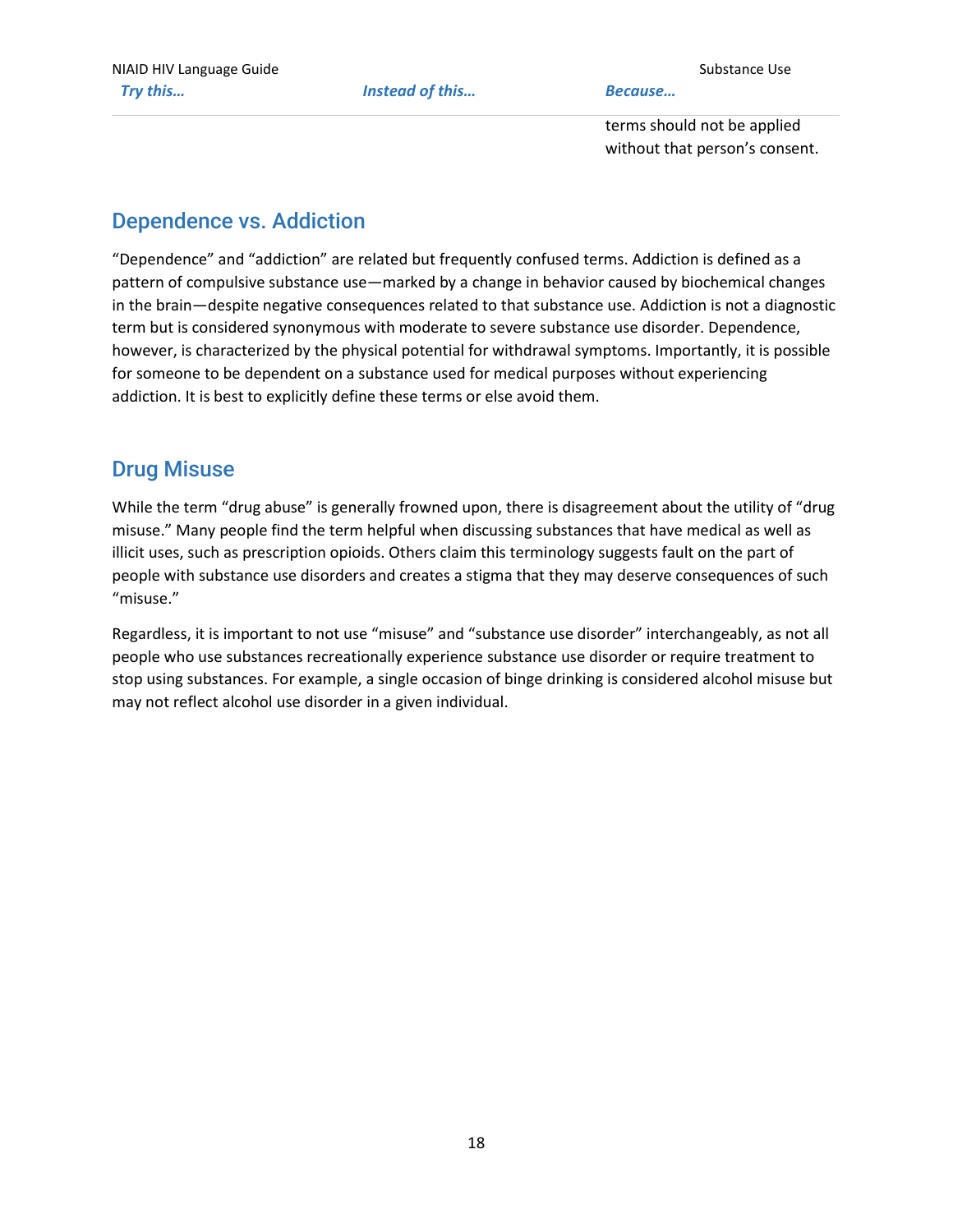| Try this… | Instead of this… | Because… |
|---|---|---|
| | | terms should not be applied without that person's consent. |

## Dependence vs. Addiction

"Dependence" and "addiction" are related but frequently confused terms. Addiction is defined as a pattern of compulsive substance use—marked by a change in behavior caused by biochemical changes in the brain—despite negative consequences related to that substance use. Addiction is not a diagnostic term but is considered synonymous with moderate to severe substance use disorder. Dependence, however, is characterized by the physical potential for withdrawal symptoms. Importantly, it is possible for someone to be dependent on a substance used for medical purposes without experiencing addiction. It is best to explicitly define these terms or else avoid them.

## Drug Misuse

While the term "drug abuse" is generally frowned upon, there is disagreement about the utility of "drug misuse." Many people find the term helpful when discussing substances that have medical as well as illicit uses, such as prescription opioids. Others claim this terminology suggests fault on the part of people with substance use disorders and creates a stigma that they may deserve consequences of such "misuse."

Regardless, it is important to not use "misuse" and "substance use disorder" interchangeably, as not all people who use substances recreationally experience substance use disorder or require treatment to stop using substances. For example, a single occasion of binge drinking is considered alcohol misuse but may not reflect alcohol use disorder in a given individual.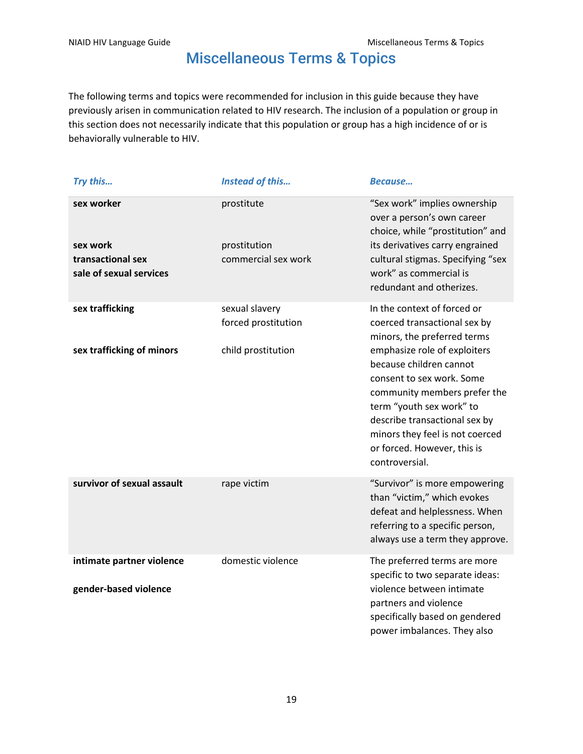# Miscellaneous Terms & Topics

The following terms and topics were recommended for inclusion in this guide because they have previously arisen in communication related to HIV research. The inclusion of a population or group in this section does not necessarily indicate that this population or group has a high incidence of or is behaviorally vulnerable to HIV.

| *Try this…* | *Instead of this…* | *Because…* |
|---|---|---|
| **sex worker**<br><br>**sex work**<br>**transactional sex**<br>**sale of sexual services** | prostitute<br><br>prostitution<br>commercial sex work | "Sex work" implies ownership over a person's own career choice, while "prostitution" and its derivatives carry engrained cultural stigmas. Specifying "sex work" as commercial is redundant and otherizes. |
| **sex trafficking**<br><br>**sex trafficking of minors** | sexual slavery<br>forced prostitution<br><br>child prostitution | In the context of forced or coerced transactional sex by minors, the preferred terms emphasize role of exploiters because children cannot consent to sex work. Some community members prefer the term "youth sex work" to describe transactional sex by minors they feel is not coerced or forced. However, this is controversial. |
| **survivor of sexual assault** | rape victim | "Survivor" is more empowering than "victim," which evokes defeat and helplessness. When referring to a specific person, always use a term they approve. |
| **intimate partner violence**<br><br>**gender-based violence** | domestic violence | The preferred terms are more specific to two separate ideas: violence between intimate partners and violence specifically based on gendered power imbalances. They also |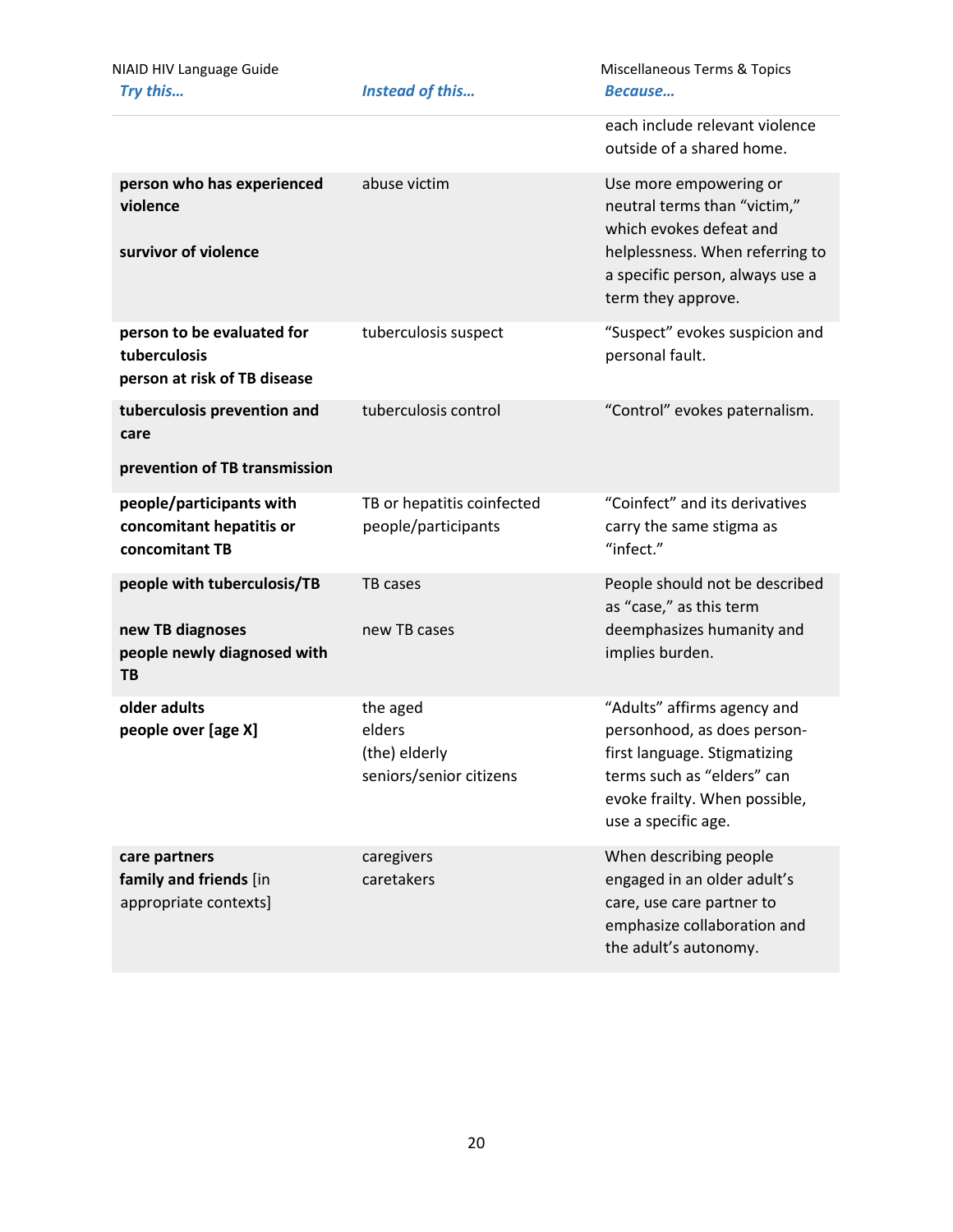| Try this… | Instead of this… | Because… |
|---|---|---|
| | | each include relevant violence outside of a shared home. |
| **person who has experienced violence**<br><br>**survivor of violence** | abuse victim | Use more empowering or neutral terms than "victim," which evokes defeat and helplessness. When referring to a specific person, always use a term they approve. |
| **person to be evaluated for tuberculosis**<br>**person at risk of TB disease** | tuberculosis suspect | "Suspect" evokes suspicion and personal fault. |
| **tuberculosis prevention and care**<br><br>**prevention of TB transmission** | tuberculosis control | "Control" evokes paternalism. |
| **people/participants with concomitant hepatitis or concomitant TB** | TB or hepatitis coinfected people/participants | "Coinfect" and its derivatives carry the same stigma as "infect." |
| **people with tuberculosis/TB**<br><br>**new TB diagnoses**<br>**people newly diagnosed with TB** | TB cases<br><br>new TB cases | People should not be described as "case," as this term deemphasizes humanity and implies burden. |
| **older adults**<br>**people over [age X]** | the aged<br>elders<br>(the) elderly<br>seniors/senior citizens | "Adults" affirms agency and personhood, as does person-first language. Stigmatizing terms such as "elders" can evoke frailty. When possible, use a specific age. |
| **care partners**<br>**family and friends** [in appropriate contexts] | caregivers<br>caretakers | When describing people engaged in an older adult's care, use care partner to emphasize collaboration and the adult's autonomy. |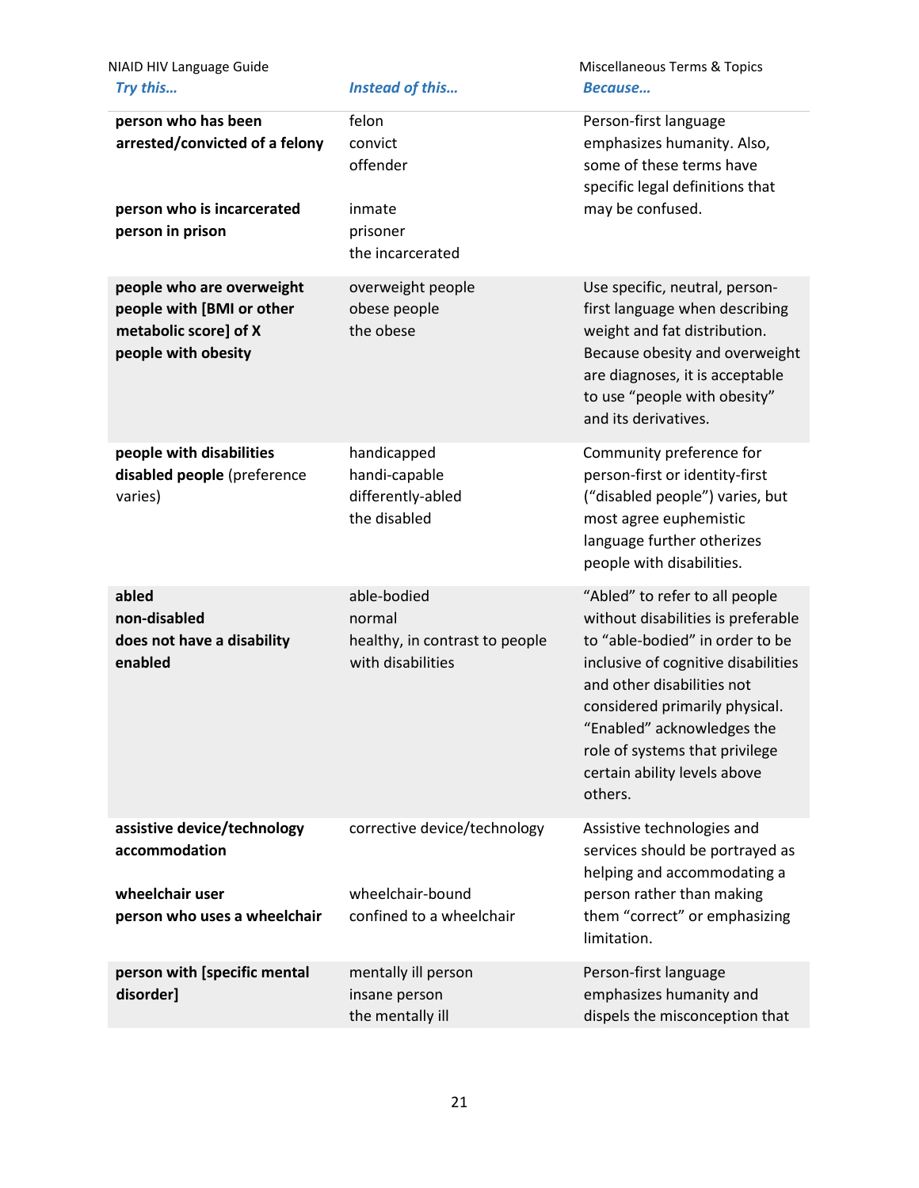| *Try this…* | *Instead of this…* | *Because…* |
|---|---|---|
| **person who has been arrested/convicted of a felony**<br><br>**person who is incarcerated**<br>**person in prison** | felon<br>convict<br>offender<br><br>inmate<br>prisoner<br>the incarcerated | Person-first language emphasizes humanity. Also, some of these terms have specific legal definitions that may be confused. |
| **people who are overweight**<br>**people with [BMI or other metabolic score] of X**<br>**people with obesity** | overweight people<br>obese people<br>the obese | Use specific, neutral, person-first language when describing weight and fat distribution. Because obesity and overweight are diagnoses, it is acceptable to use "people with obesity" and its derivatives. |
| **people with disabilities**<br>**disabled people** (preference varies) | handicapped<br>handi-capable<br>differently-abled<br>the disabled | Community preference for person-first or identity-first ("disabled people") varies, but most agree euphemistic language further otherizes people with disabilities. |
| **abled**<br>**non-disabled**<br>**does not have a disability**<br>**enabled** | able-bodied<br>normal<br>healthy, in contrast to people with disabilities | "Abled" to refer to all people without disabilities is preferable to "able-bodied" in order to be inclusive of cognitive disabilities and other disabilities not considered primarily physical. "Enabled" acknowledges the role of systems that privilege certain ability levels above others. |
| **assistive device/technology**<br>**accommodation**<br><br>**wheelchair user**<br>**person who uses a wheelchair** | corrective device/technology<br><br>wheelchair-bound<br>confined to a wheelchair | Assistive technologies and services should be portrayed as helping and accommodating a person rather than making them "correct" or emphasizing limitation. |
| **person with [specific mental disorder]** | mentally ill person<br>insane person<br>the mentally ill | Person-first language emphasizes humanity and dispels the misconception that |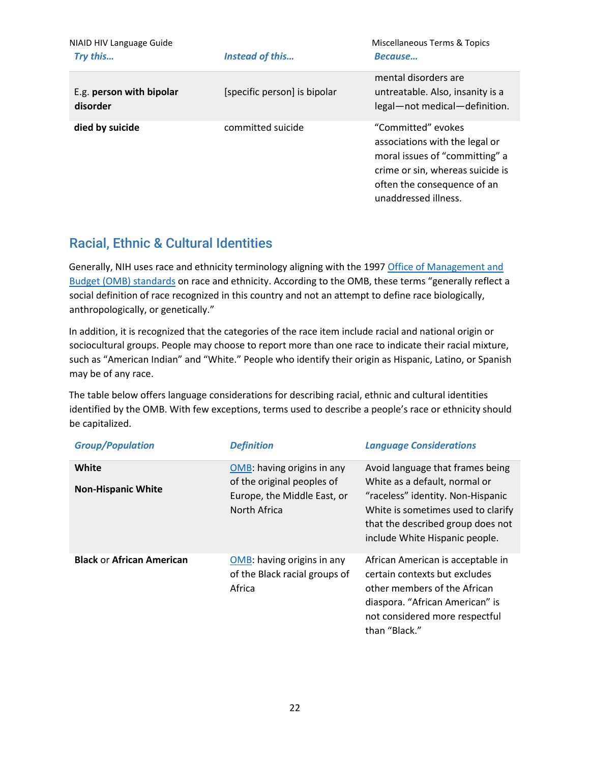| Try this… | Instead of this… | Because… |
|---|---|---|
| E.g. **person with bipolar disorder** | [specific person] is bipolar | mental disorders are untreatable. Also, insanity is a legal—not medical—definition. |
| **died by suicide** | committed suicide | “Committed” evokes associations with the legal or moral issues of “committing” a crime or sin, whereas suicide is often the consequence of an unaddressed illness. |

## Racial, Ethnic & Cultural Identities

Generally, NIH uses race and ethnicity terminology aligning with the 1997 Office of Management and Budget (OMB) standards on race and ethnicity. According to the OMB, these terms “generally reflect a social definition of race recognized in this country and not an attempt to define race biologically, anthropologically, or genetically.”

In addition, it is recognized that the categories of the race item include racial and national origin or sociocultural groups. People may choose to report more than one race to indicate their racial mixture, such as “American Indian” and “White.” People who identify their origin as Hispanic, Latino, or Spanish may be of any race.

The table below offers language considerations for describing racial, ethnic and cultural identities identified by the OMB. With few exceptions, terms used to describe a people’s race or ethnicity should be capitalized.

| Group/Population | Definition | Language Considerations |
|---|---|---|
| **White**<br><br>**Non-Hispanic White** | OMB: having origins in any of the original peoples of Europe, the Middle East, or North Africa | Avoid language that frames being White as a default, normal or “raceless” identity. Non-Hispanic White is sometimes used to clarify that the described group does not include White Hispanic people. |
| **Black** or **African American** | OMB: having origins in any of the Black racial groups of Africa | African American is acceptable in certain contexts but excludes other members of the African diaspora. “African American” is not considered more respectful than “Black.” |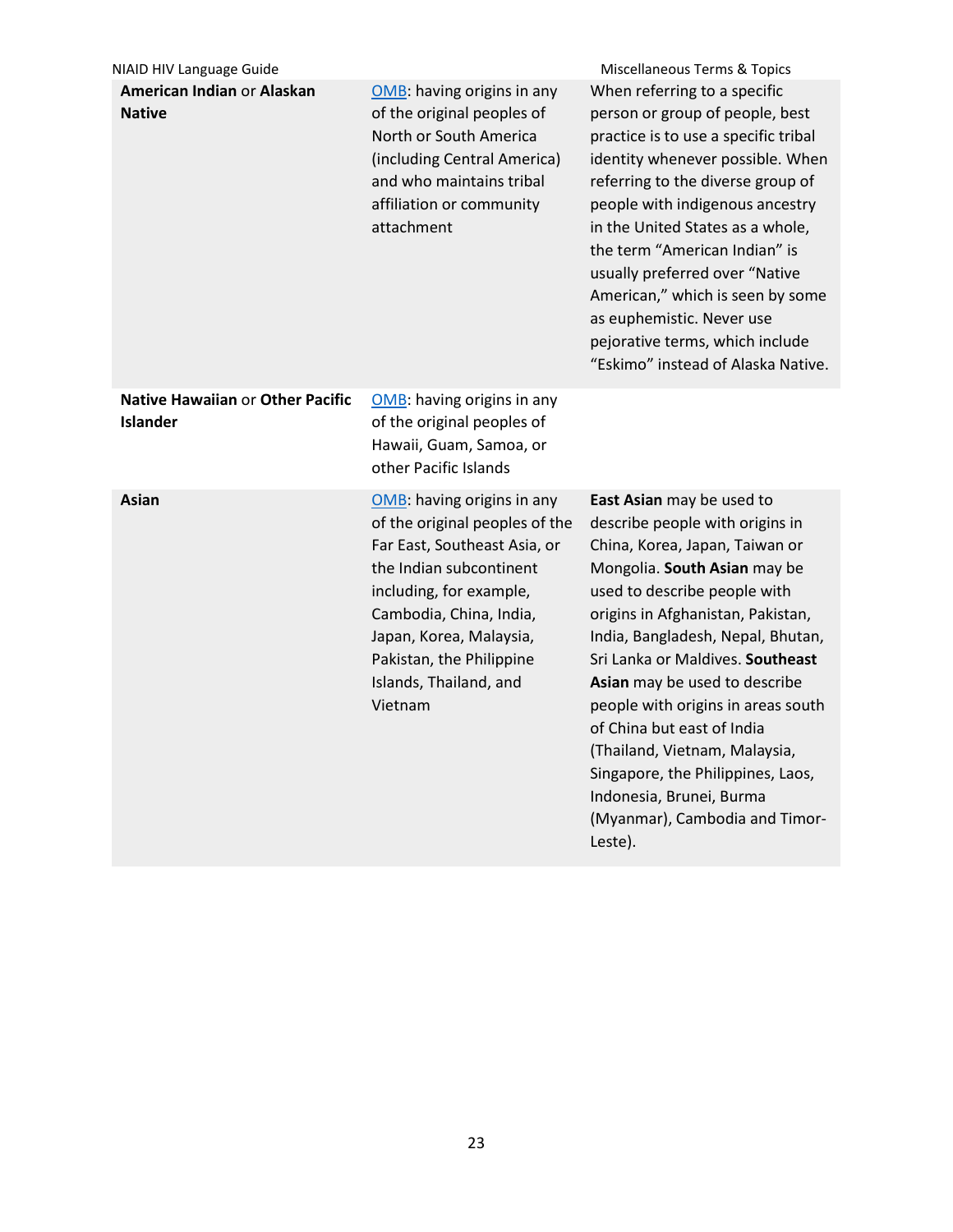| | | |
|---|---|---|
| **American Indian** or **Alaskan Native** | OMB: having origins in any of the original peoples of North or South America (including Central America) and who maintains tribal affiliation or community attachment | When referring to a specific person or group of people, best practice is to use a specific tribal identity whenever possible. When referring to the diverse group of people with indigenous ancestry in the United States as a whole, the term "American Indian" is usually preferred over "Native American," which is seen by some as euphemistic. Never use pejorative terms, which include "Eskimo" instead of Alaska Native. |
| **Native Hawaiian** or **Other Pacific Islander** | OMB: having origins in any of the original peoples of Hawaii, Guam, Samoa, or other Pacific Islands | |
| **Asian** | OMB: having origins in any of the original peoples of the Far East, Southeast Asia, or the Indian subcontinent including, for example, Cambodia, China, India, Japan, Korea, Malaysia, Pakistan, the Philippine Islands, Thailand, and Vietnam | **East Asian** may be used to describe people with origins in China, Korea, Japan, Taiwan or Mongolia. **South Asian** may be used to describe people with origins in Afghanistan, Pakistan, India, Bangladesh, Nepal, Bhutan, Sri Lanka or Maldives. **Southeast Asian** may be used to describe people with origins in areas south of China but east of India (Thailand, Vietnam, Malaysia, Singapore, the Philippines, Laos, Indonesia, Brunei, Burma (Myanmar), Cambodia and Timor-Leste). |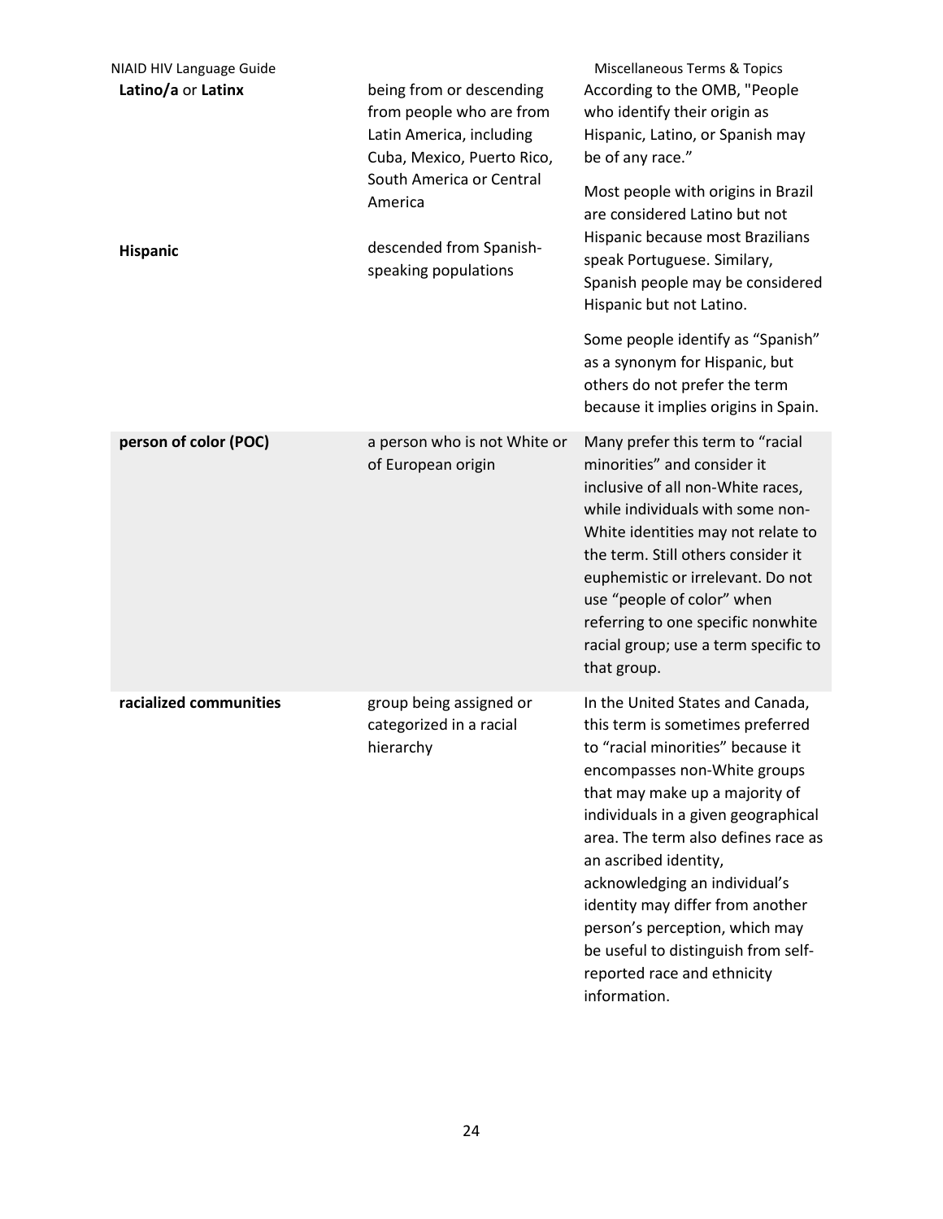| | | |
|---|---|---|
| **Latino/a** or **Latinx**<br><br>**Hispanic** | being from or descending from people who are from Latin America, including Cuba, Mexico, Puerto Rico, South America or Central America<br><br>descended from Spanish-speaking populations | According to the OMB, "People who identify their origin as Hispanic, Latino, or Spanish may be of any race."<br><br>Most people with origins in Brazil are considered Latino but not Hispanic because most Brazilians speak Portuguese. Similary, Spanish people may be considered Hispanic but not Latino.<br><br>Some people identify as "Spanish" as a synonym for Hispanic, but others do not prefer the term because it implies origins in Spain. |
| **person of color (POC)** | a person who is not White or of European origin | Many prefer this term to "racial minorities" and consider it inclusive of all non-White races, while individuals with some non-White identities may not relate to the term. Still others consider it euphemistic or irrelevant. Do not use "people of color" when referring to one specific nonwhite racial group; use a term specific to that group. |
| **racialized communities** | group being assigned or categorized in a racial hierarchy | In the United States and Canada, this term is sometimes preferred to "racial minorities" because it encompasses non-White groups that may make up a majority of individuals in a given geographical area. The term also defines race as an ascribed identity, acknowledging an individual's identity may differ from another person's perception, which may be useful to distinguish from self-reported race and ethnicity information. |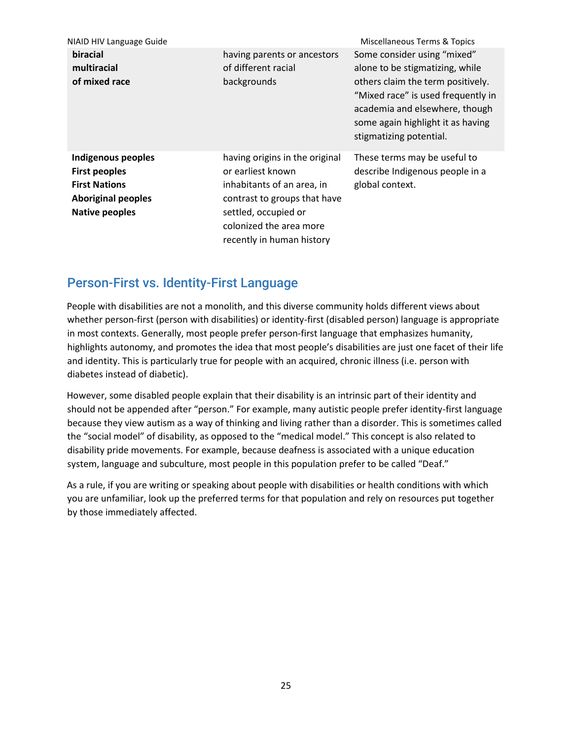| | | |
|---|---|---|
| **biracial**<br>**multiracial**<br>**of mixed race** | having parents or ancestors of different racial backgrounds | Some consider using "mixed" alone to be stigmatizing, while others claim the term positively. "Mixed race" is used frequently in academia and elsewhere, though some again highlight it as having stigmatizing potential. |
| **Indigenous peoples**<br>**First peoples**<br>**First Nations**<br>**Aboriginal peoples**<br>**Native peoples** | having origins in the original or earliest known inhabitants of an area, in contrast to groups that have settled, occupied or colonized the area more recently in human history | These terms may be useful to describe Indigenous people in a global context. |

## Person-First vs. Identity-First Language

People with disabilities are not a monolith, and this diverse community holds different views about whether person-first (person with disabilities) or identity-first (disabled person) language is appropriate in most contexts. Generally, most people prefer person-first language that emphasizes humanity, highlights autonomy, and promotes the idea that most people's disabilities are just one facet of their life and identity. This is particularly true for people with an acquired, chronic illness (i.e. person with diabetes instead of diabetic).

However, some disabled people explain that their disability is an intrinsic part of their identity and should not be appended after "person." For example, many autistic people prefer identity-first language because they view autism as a way of thinking and living rather than a disorder. This is sometimes called the "social model" of disability, as opposed to the "medical model." This concept is also related to disability pride movements. For example, because deafness is associated with a unique education system, language and subculture, most people in this population prefer to be called "Deaf."

As a rule, if you are writing or speaking about people with disabilities or health conditions with which you are unfamiliar, look up the preferred terms for that population and rely on resources put together by those immediately affected.